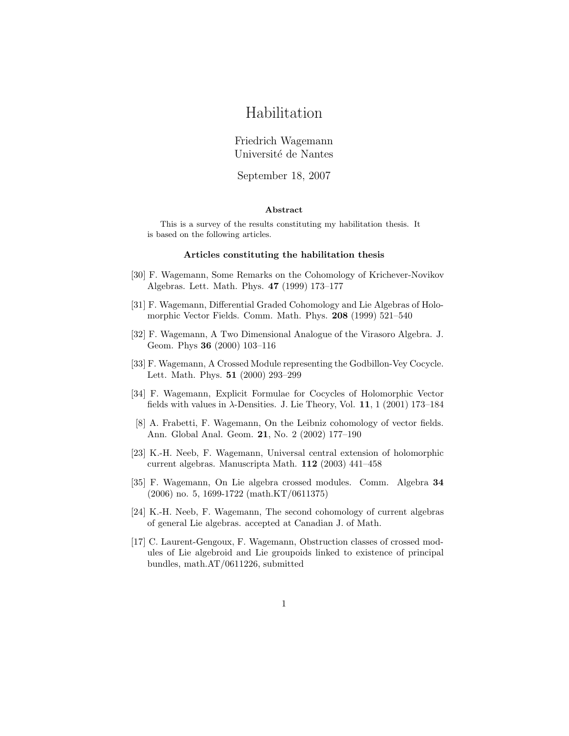# Habilitation

Friedrich Wagemann
Université de Nantes

September 18, 2007

**Abstract**

This is a survey of the results constituting my habilitation thesis. It is based on the following articles.

### Articles constituting the habilitation thesis

[30] F. Wagemann, Some Remarks on the Cohomology of Krichever-Novikov Algebras. Lett. Math. Phys. **47** (1999) 173–177

[31] F. Wagemann, Differential Graded Cohomology and Lie Algebras of Holomorphic Vector Fields. Comm. Math. Phys. **208** (1999) 521–540

[32] F. Wagemann, A Two Dimensional Analogue of the Virasoro Algebra. J. Geom. Phys **36** (2000) 103–116

[33] F. Wagemann, A Crossed Module representing the Godbillon-Vey Cocycle. Lett. Math. Phys. **51** (2000) 293–299

[34] F. Wagemann, Explicit Formulae for Cocycles of Holomorphic Vector fields with values in $\lambda$-Densities. J. Lie Theory, Vol. **11**, 1 (2001) 173–184

[8] A. Frabetti, F. Wagemann, On the Leibniz cohomology of vector fields. Ann. Global Anal. Geom. **21**, No. 2 (2002) 177–190

[23] K.-H. Neeb, F. Wagemann, Universal central extension of holomorphic current algebras. Manuscripta Math. **112** (2003) 441–458

[35] F. Wagemann, On Lie algebra crossed modules. Comm. Algebra **34** (2006) no. 5, 1699-1722 (math.KT/0611375)

[24] K.-H. Neeb, F. Wagemann, The second cohomology of current algebras of general Lie algebras. accepted at Canadian J. of Math.

[17] C. Laurent-Gengoux, F. Wagemann, Obstruction classes of crossed modules of Lie algebroid and Lie groupoids linked to existence of principal bundles, math.AT/0611226, submitted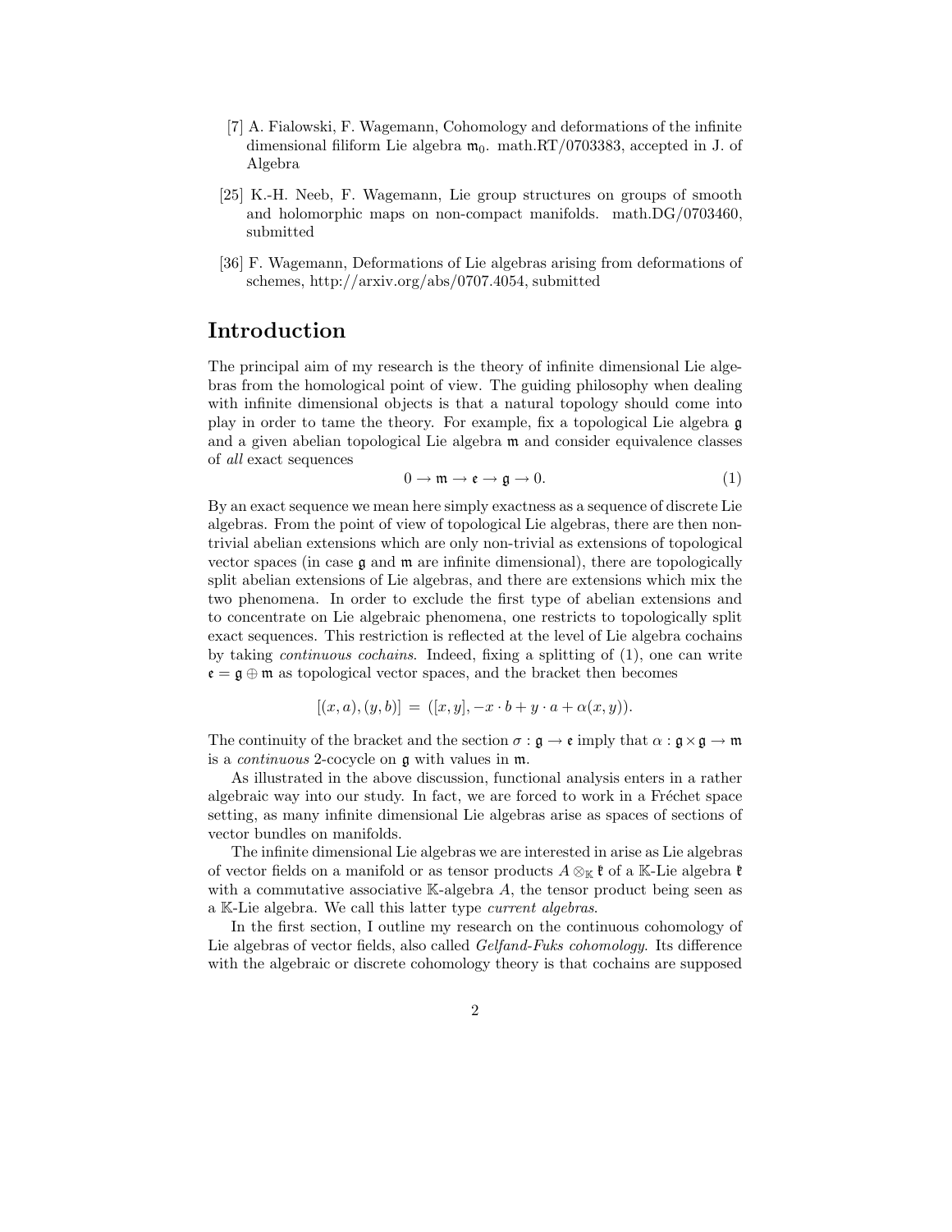[7] A. Fialowski, F. Wagemann, Cohomology and deformations of the infinite dimensional filiform Lie algebra $\mathfrak{m}_0$. math.RT/0703383, accepted in J. of Algebra

[25] K.-H. Neeb, F. Wagemann, Lie group structures on groups of smooth and holomorphic maps on non-compact manifolds. math.DG/0703460, submitted

[36] F. Wagemann, Deformations of Lie algebras arising from deformations of schemes, http://arxiv.org/abs/0707.4054, submitted

## Introduction

The principal aim of my research is the theory of infinite dimensional Lie algebras from the homological point of view. The guiding philosophy when dealing with infinite dimensional objects is that a natural topology should come into play in order to tame the theory. For example, fix a topological Lie algebra $\mathfrak{g}$ and a given abelian topological Lie algebra $\mathfrak{m}$ and consider equivalence classes of *all* exact sequences

$$0 \to \mathfrak{m} \to \mathfrak{e} \to \mathfrak{g} \to 0. \tag{1}$$

By an exact sequence we mean here simply exactness as a sequence of discrete Lie algebras. From the point of view of topological Lie algebras, there are then non-trivial abelian extensions which are only non-trivial as extensions of topological vector spaces (in case $\mathfrak{g}$ and $\mathfrak{m}$ are infinite dimensional), there are topologically split abelian extensions of Lie algebras, and there are extensions which mix the two phenomena. In order to exclude the first type of abelian extensions and to concentrate on Lie algebraic phenomena, one restricts to topologically split exact sequences. This restriction is reflected at the level of Lie algebra cochains by taking *continuous cochains*. Indeed, fixing a splitting of (1), one can write $\mathfrak{e} = \mathfrak{g} \oplus \mathfrak{m}$ as topological vector spaces, and the bracket then becomes

$$[(x, a), (y, b)] \;=\; ([x, y], -x \cdot b + y \cdot a + \alpha(x, y)).$$

The continuity of the bracket and the section $\sigma : \mathfrak{g} \to \mathfrak{e}$ imply that $\alpha : \mathfrak{g} \times \mathfrak{g} \to \mathfrak{m}$ is a *continuous* 2-cocycle on $\mathfrak{g}$ with values in $\mathfrak{m}$.

As illustrated in the above discussion, functional analysis enters in a rather algebraic way into our study. In fact, we are forced to work in a Fréchet space setting, as many infinite dimensional Lie algebras arise as spaces of sections of vector bundles on manifolds.

The infinite dimensional Lie algebras we are interested in arise as Lie algebras of vector fields on a manifold or as tensor products $A \otimes_{\mathbb{K}} \mathfrak{k}$ of a $\mathbb{K}$-Lie algebra $\mathfrak{k}$ with a commutative associative $\mathbb{K}$-algebra $A$, the tensor product being seen as a $\mathbb{K}$-Lie algebra. We call this latter type *current algebras*.

In the first section, I outline my research on the continuous cohomology of Lie algebras of vector fields, also called *Gelfand-Fuks cohomology*. Its difference with the algebraic or discrete cohomology theory is that cochains are supposed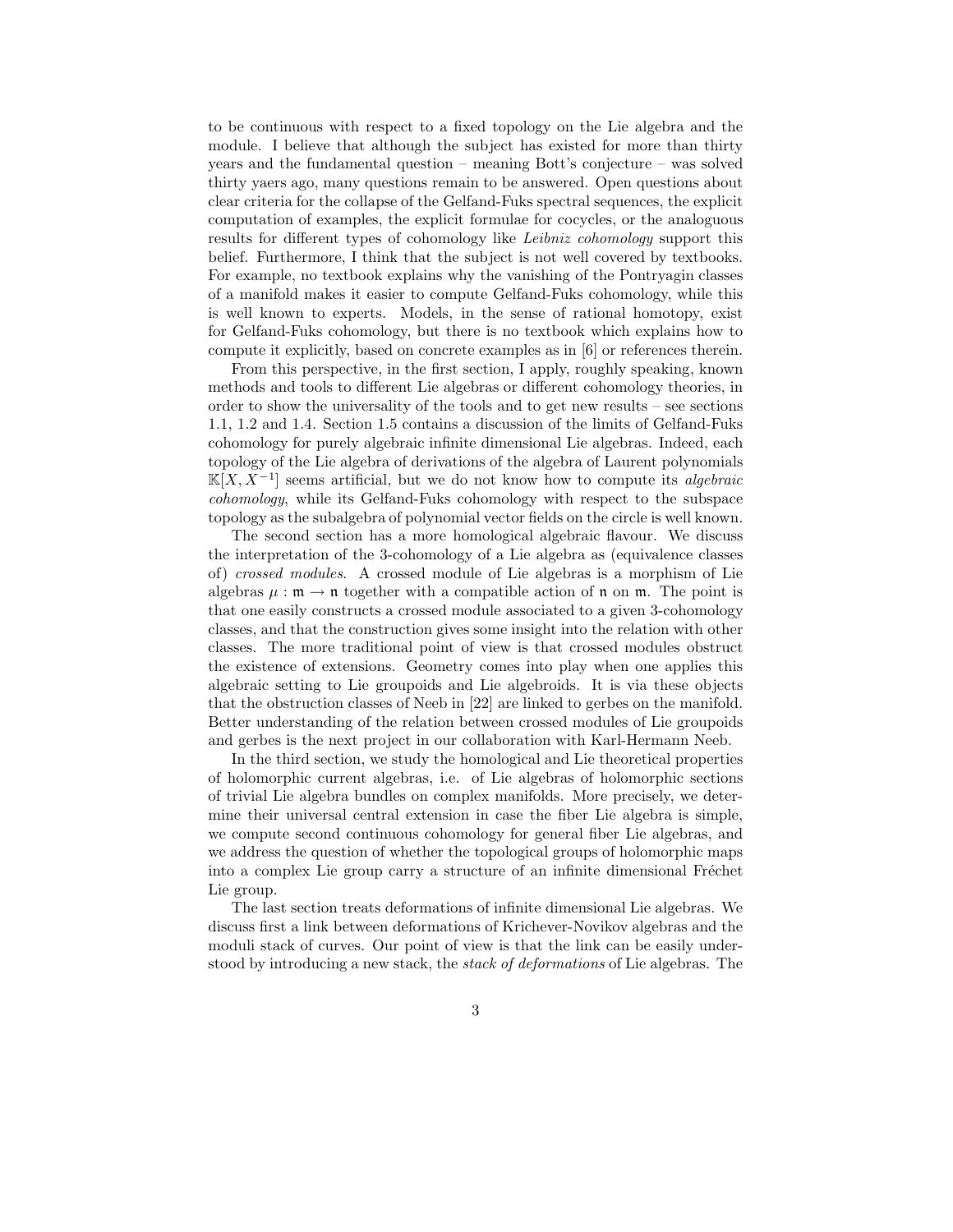to be continuous with respect to a fixed topology on the Lie algebra and the module. I believe that although the subject has existed for more than thirty years and the fundamental question – meaning Bott's conjecture – was solved thirty yaers ago, many questions remain to be answered. Open questions about clear criteria for the collapse of the Gelfand-Fuks spectral sequences, the explicit computation of examples, the explicit formulae for cocycles, or the analoguous results for different types of cohomology like *Leibniz cohomology* support this belief. Furthermore, I think that the subject is not well covered by textbooks. For example, no textbook explains why the vanishing of the Pontryagin classes of a manifold makes it easier to compute Gelfand-Fuks cohomology, while this is well known to experts. Models, in the sense of rational homotopy, exist for Gelfand-Fuks cohomology, but there is no textbook which explains how to compute it explicitly, based on concrete examples as in [6] or references therein.

From this perspective, in the first section, I apply, roughly speaking, known methods and tools to different Lie algebras or different cohomology theories, in order to show the universality of the tools and to get new results – see sections 1.1, 1.2 and 1.4. Section 1.5 contains a discussion of the limits of Gelfand-Fuks cohomology for purely algebraic infinite dimensional Lie algebras. Indeed, each topology of the Lie algebra of derivations of the algebra of Laurent polynomials $\mathbb{K}[X, X^{-1}]$ seems artificial, but we do not know how to compute its *algebraic cohomology*, while its Gelfand-Fuks cohomology with respect to the subspace topology as the subalgebra of polynomial vector fields on the circle is well known.

The second section has a more homological algebraic flavour. We discuss the interpretation of the 3-cohomology of a Lie algebra as (equivalence classes of) *crossed modules*. A crossed module of Lie algebras is a morphism of Lie algebras $\mu : \mathfrak{m} \to \mathfrak{n}$ together with a compatible action of $\mathfrak{n}$ on $\mathfrak{m}$. The point is that one easily constructs a crossed module associated to a given 3-cohomology classes, and that the construction gives some insight into the relation with other classes. The more traditional point of view is that crossed modules obstruct the existence of extensions. Geometry comes into play when one applies this algebraic setting to Lie groupoids and Lie algebroids. It is via these objects that the obstruction classes of Neeb in [22] are linked to gerbes on the manifold. Better understanding of the relation between crossed modules of Lie groupoids and gerbes is the next project in our collaboration with Karl-Hermann Neeb.

In the third section, we study the homological and Lie theoretical properties of holomorphic current algebras, i.e. of Lie algebras of holomorphic sections of trivial Lie algebra bundles on complex manifolds. More precisely, we determine their universal central extension in case the fiber Lie algebra is simple, we compute second continuous cohomology for general fiber Lie algebras, and we address the question of whether the topological groups of holomorphic maps into a complex Lie group carry a structure of an infinite dimensional Fréchet Lie group.

The last section treats deformations of infinite dimensional Lie algebras. We discuss first a link between deformations of Krichever-Novikov algebras and the moduli stack of curves. Our point of view is that the link can be easily understood by introducing a new stack, the *stack of deformations* of Lie algebras. The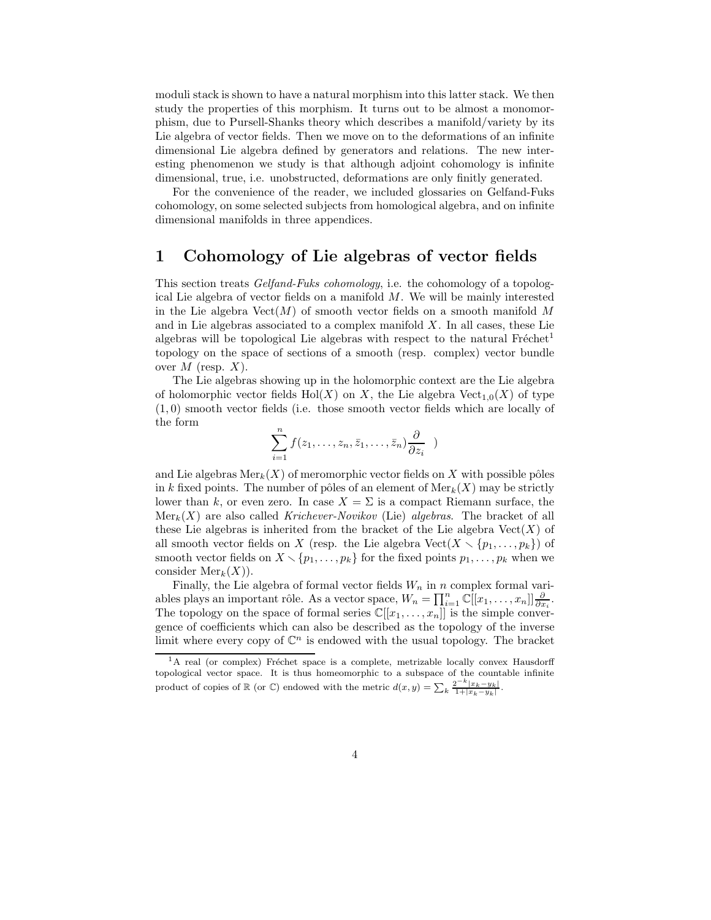moduli stack is shown to have a natural morphism into this latter stack. We then study the properties of this morphism. It turns out to be almost a monomorphism, due to Pursell-Shanks theory which describes a manifold/variety by its Lie algebra of vector fields. Then we move on to the deformations of an infinite dimensional Lie algebra defined by generators and relations. The new interesting phenomenon we study is that although adjoint cohomology is infinite dimensional, true, i.e. unobstructed, deformations are only finitly generated.

For the convenience of the reader, we included glossaries on Gelfand-Fuks cohomology, on some selected subjects from homological algebra, and on infinite dimensional manifolds in three appendices.

# 1 Cohomology of Lie algebras of vector fields

This section treats *Gelfand-Fuks cohomology*, i.e. the cohomology of a topological Lie algebra of vector fields on a manifold $M$. We will be mainly interested in the Lie algebra $\mathrm{Vect}(M)$ of smooth vector fields on a smooth manifold $M$ and in Lie algebras associated to a complex manifold $X$. In all cases, these Lie algebras will be topological Lie algebras with respect to the natural Fréchet[1] topology on the space of sections of a smooth (resp. complex) vector bundle over $M$ (resp. $X$).

The Lie algebras showing up in the holomorphic context are the Lie algebra of holomorphic vector fields $\mathrm{Hol}(X)$ on $X$, the Lie algebra $\mathrm{Vect}_{1,0}(X)$ of type $(1,0)$ smooth vector fields (i.e. those smooth vector fields which are locally of the form

$$\sum_{i=1}^{n} f(z_1,\ldots,z_n,\bar{z}_1,\ldots,\bar{z}_n)\frac{\partial}{\partial z_i} \quad )$$

and Lie algebras $\mathrm{Mer}_k(X)$ of meromorphic vector fields on $X$ with possible pôles in $k$ fixed points. The number of pôles of an element of $\mathrm{Mer}_k(X)$ may be strictly lower than $k$, or even zero. In case $X=\Sigma$ is a compact Riemann surface, the $\mathrm{Mer}_k(X)$ are also called *Krichever-Novikov* (Lie) *algebras*. The bracket of all these Lie algebras is inherited from the bracket of the Lie algebra $\mathrm{Vect}(X)$ of all smooth vector fields on $X$ (resp. the Lie algebra $\mathrm{Vect}(X\setminus\{p_1,\ldots,p_k\})$ of smooth vector fields on $X\setminus\{p_1,\ldots,p_k\}$ for the fixed points $p_1,\ldots,p_k$ when we consider $\mathrm{Mer}_k(X)$).

Finally, the Lie algebra of formal vector fields $W_n$ in $n$ complex formal variables plays an important rôle. As a vector space, $W_n=\prod_{i=1}^n \mathbb{C}[[x_1,\ldots,x_n]]\frac{\partial}{\partial x_i}$. The topology on the space of formal series $\mathbb{C}[[x_1,\ldots,x_n]]$ is the simple convergence of coefficients which can also be described as the topology of the inverse limit where every copy of $\mathbb{C}^n$ is endowed with the usual topology. The bracket

[1] A real (or complex) Fréchet space is a complete, metrizable locally convex Hausdorff topological vector space. It is thus homeomorphic to a subspace of the countable infinite product of copies of $\mathbb{R}$ (or $\mathbb{C}$) endowed with the metric $d(x,y)=\sum_k \frac{2^{-k}|x_k-y_k|}{1+|x_k-y_k|}$.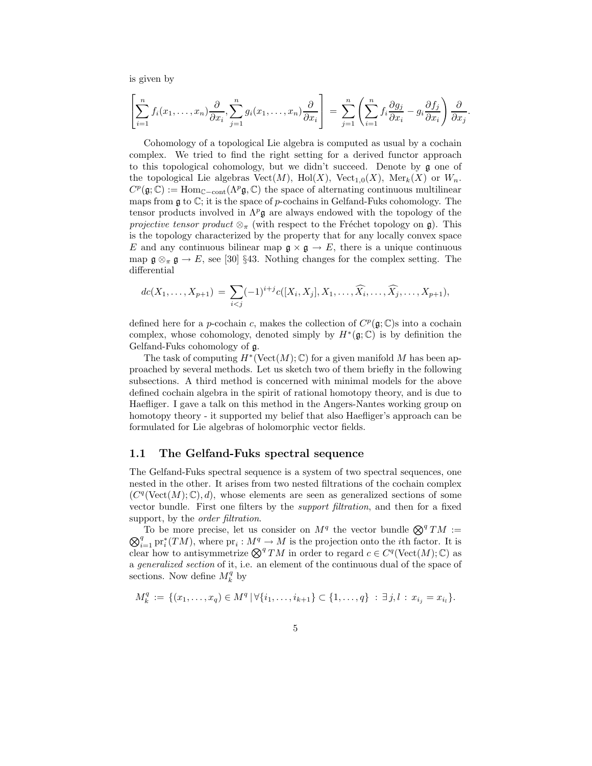is given by

$$\left[\sum_{i=1}^n f_i(x_1,\ldots,x_n)\frac{\partial}{\partial x_i},\sum_{j=1}^n g_i(x_1,\ldots,x_n)\frac{\partial}{\partial x_i}\right] \;=\; \sum_{j=1}^n\left(\sum_{i=1}^n f_i\frac{\partial g_j}{\partial x_i} - g_i\frac{\partial f_j}{\partial x_i}\right)\frac{\partial}{\partial x_j}.$$

Cohomology of a topological Lie algebra is computed as usual by a cochain complex. We tried to find the right setting for a derived functor approach to this topological cohomology, but we didn't succeed. Denote by $\mathfrak{g}$ one of the topological Lie algebras $\mathrm{Vect}(M)$, $\mathrm{Hol}(X)$, $\mathrm{Vect}_{1,0}(X)$, $\mathrm{Mer}_k(X)$ or $W_n$. $C^p(\mathfrak{g};\mathbb{C}) := \mathrm{Hom}_{\mathbb{C}-\mathrm{cont}}(\Lambda^p\mathfrak{g},\mathbb{C})$ the space of alternating continuous multilinear maps from $\mathfrak{g}$ to $\mathbb{C}$; it is the space of $p$-cochains in Gelfand-Fuks cohomology. The tensor products involved in $\Lambda^p\mathfrak{g}$ are always endowed with the topology of the *projective tensor product* $\otimes_\pi$ (with respect to the Fréchet topology on $\mathfrak{g}$). This is the topology characterized by the property that for any locally convex space $E$ and any continuous bilinear map $\mathfrak{g}\times\mathfrak{g}\to E$, there is a unique continuous map $\mathfrak{g}\otimes_\pi\mathfrak{g}\to E$, see [30] §43. Nothing changes for the complex setting. The differential

$$dc(X_1,\ldots,X_{p+1}) \;=\; \sum_{i<j}(-1)^{i+j}c([X_i,X_j],X_1,\ldots,\widehat{X_i},\ldots,\widehat{X_j},\ldots,X_{p+1}),$$

defined here for a $p$-cochain $c$, makes the collection of $C^p(\mathfrak{g};\mathbb{C})$s into a cochain complex, whose cohomology, denoted simply by $H^*(\mathfrak{g};\mathbb{C})$ is by definition the Gelfand-Fuks cohomology of $\mathfrak{g}$.

The task of computing $H^*(\mathrm{Vect}(M);\mathbb{C})$ for a given manifold $M$ has been approached by several methods. Let us sketch two of them briefly in the following subsections. A third method is concerned with minimal models for the above defined cochain algebra in the spirit of rational homotopy theory, and is due to Haefliger. I gave a talk on this method in the Angers-Nantes working group on homotopy theory - it supported my belief that also Haefliger's approach can be formulated for Lie algebras of holomorphic vector fields.

## 1.1 The Gelfand-Fuks spectral sequence

The Gelfand-Fuks spectral sequence is a system of two spectral sequences, one nested in the other. It arises from two nested filtrations of the cochain complex $(C^q(\mathrm{Vect}(M);\mathbb{C}),d)$, whose elements are seen as generalized sections of some vector bundle. First one filters by the *support filtration*, and then for a fixed support, by the *order filtration*.

To be more precise, let us consider on $M^q$ the vector bundle $\bigotimes^q TM := \bigotimes_{i=1}^q \mathrm{pr}_i^*(TM)$, where $\mathrm{pr}_i : M^q\to M$ is the projection onto the $i$th factor. It is clear how to antisymmetrize $\bigotimes^q TM$ in order to regard $c\in C^q(\mathrm{Vect}(M);\mathbb{C})$ as a *generalized section* of it, i.e. an element of the continuous dual of the space of sections. Now define $M_k^q$ by

$$M_k^q := \{(x_1,\ldots,x_q)\in M^q\,|\,\forall\{i_1,\ldots,i_{k+1}\}\subset\{1,\ldots,q\}\;:\;\exists\, j,l\;:\;x_{i_j}=x_{i_l}\}.$$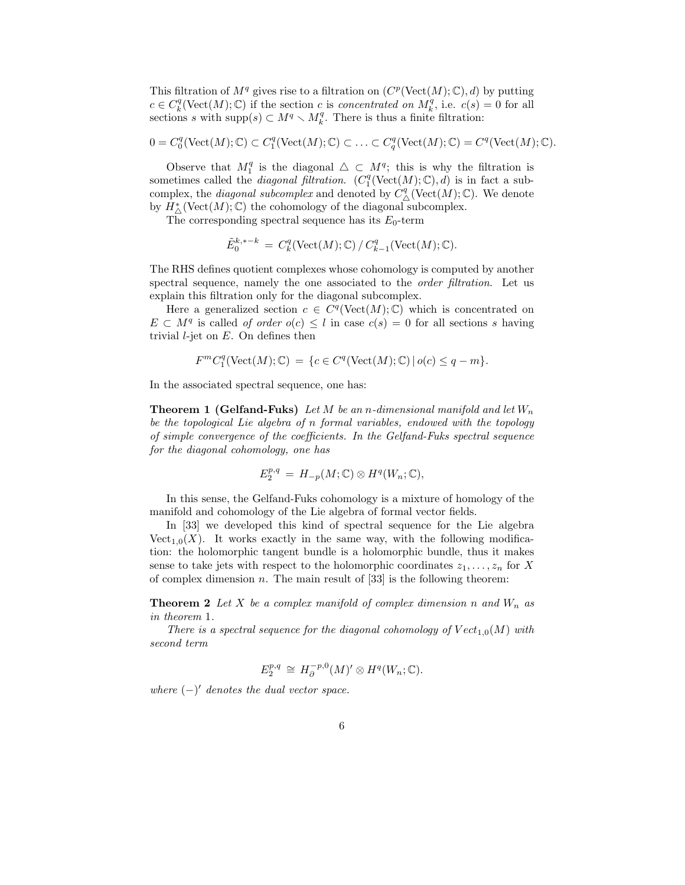This filtration of $M^q$ gives rise to a filtration on $(C^p(\mathrm{Vect}(M);\mathbb{C}),d)$ by putting $c \in C^q_k(\mathrm{Vect}(M);\mathbb{C})$ if the section $c$ is *concentrated on* $M^q_k$, i.e. $c(s) = 0$ for all sections $s$ with $\mathrm{supp}(s) \subset M^q \setminus M^q_k$. There is thus a finite filtration:

$$0 = C^q_0(\mathrm{Vect}(M);\mathbb{C}) \subset C^q_1(\mathrm{Vect}(M);\mathbb{C}) \subset \ldots \subset C^q_q(\mathrm{Vect}(M);\mathbb{C}) = C^q(\mathrm{Vect}(M);\mathbb{C}).$$

Observe that $M^q_1$ is the diagonal $\triangle \subset M^q$; this is why the filtration is sometimes called the *diagonal filtration*. $(C^q_1(\mathrm{Vect}(M);\mathbb{C}),d)$ is in fact a subcomplex, the *diagonal subcomplex* and denoted by $C^q_\triangle(\mathrm{Vect}(M);\mathbb{C})$. We denote by $H^*_\triangle(\mathrm{Vect}(M);\mathbb{C})$ the cohomology of the diagonal subcomplex.

The corresponding spectral sequence has its $E_0$-term

$$\tilde{E}_0^{k,*-k} \;=\; C^q_k(\mathrm{Vect}(M);\mathbb{C}) \,/\, C^q_{k-1}(\mathrm{Vect}(M);\mathbb{C}).$$

The RHS defines quotient complexes whose cohomology is computed by another spectral sequence, namely the one associated to the *order filtration*. Let us explain this filtration only for the diagonal subcomplex.

Here a generalized section $c \in C^q(\mathrm{Vect}(M);\mathbb{C})$ which is concentrated on $E \subset M^q$ is called *of order* $o(c) \leq l$ in case $c(s) = 0$ for all sections $s$ having trivial $l$-jet on $E$. On defines then

$$F^m C^q_1(\mathrm{Vect}(M);\mathbb{C}) \;=\; \{c \in C^q(\mathrm{Vect}(M);\mathbb{C}) \,|\, o(c) \leq q-m\}.$$

In the associated spectral sequence, one has:

**Theorem 1 (Gelfand-Fuks)** *Let $M$ be an $n$-dimensional manifold and let $W_n$ be the topological Lie algebra of $n$ formal variables, endowed with the topology of simple convergence of the coefficients. In the Gelfand-Fuks spectral sequence for the diagonal cohomology, one has*

$$E_2^{p,q} \;=\; H_{-p}(M;\mathbb{C}) \otimes H^q(W_n;\mathbb{C}),$$

In this sense, the Gelfand-Fuks cohomology is a mixture of homology of the manifold and cohomology of the Lie algebra of formal vector fields.

In [33] we developed this kind of spectral sequence for the Lie algebra $\mathrm{Vect}_{1,0}(X)$. It works exactly in the same way, with the following modification: the holomorphic tangent bundle is a holomorphic bundle, thus it makes sense to take jets with respect to the holomorphic coordinates $z_1,\ldots,z_n$ for $X$ of complex dimension $n$. The main result of [33] is the following theorem:

**Theorem 2** *Let $X$ be a complex manifold of complex dimension $n$ and $W_n$ as in theorem* 1.

*There is a spectral sequence for the diagonal cohomology of $Vect_{1,0}(M)$ with second term*

$$E_2^{p,q} \;\cong\; H^{-p,0}_{\bar\partial}(M)' \otimes H^q(W_n;\mathbb{C}).$$

*where $(-)'$ denotes the dual vector space.*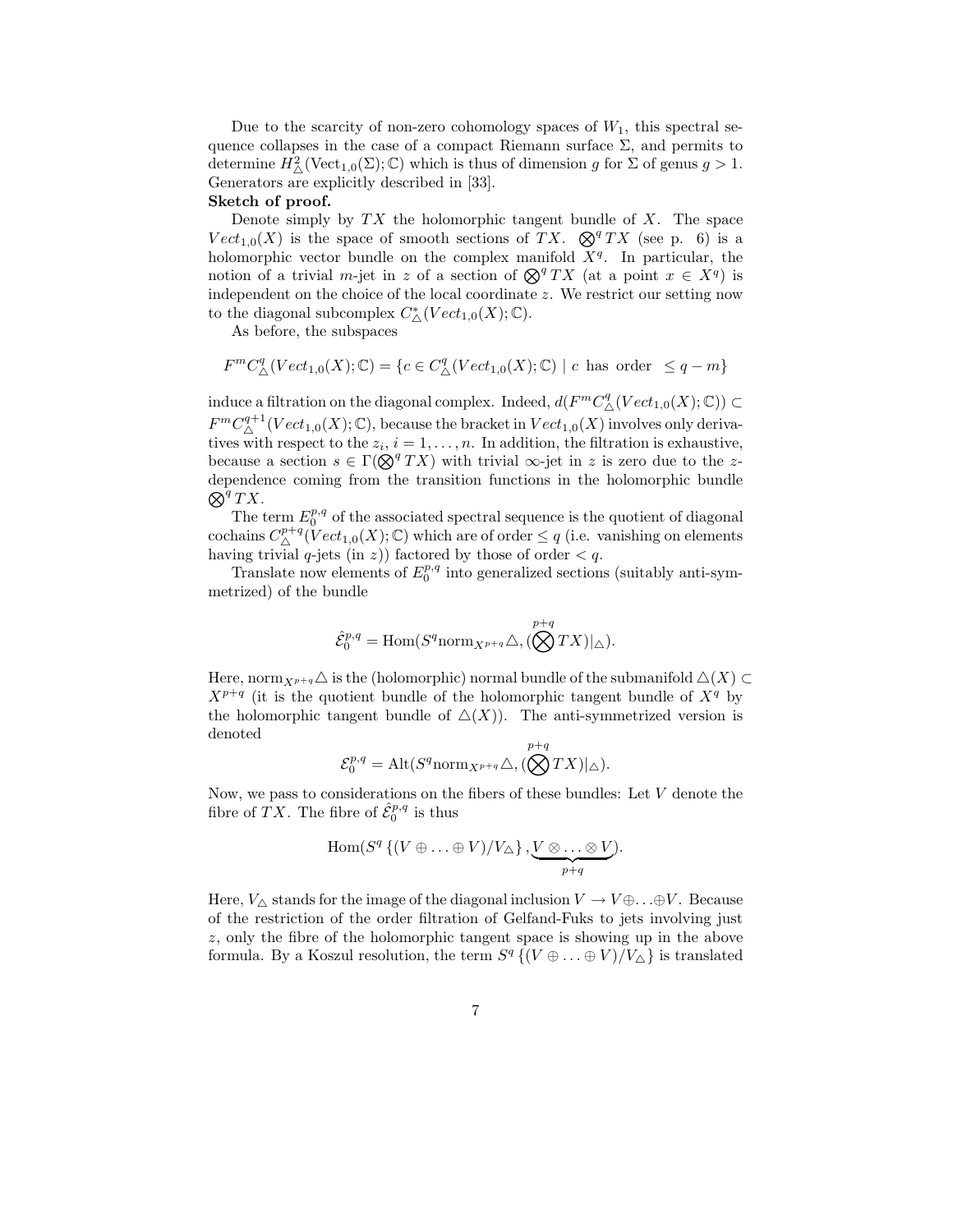Due to the scarcity of non-zero cohomology spaces of $W_1$, this spectral sequence collapses in the case of a compact Riemann surface $\Sigma$, and permits to determine $H^2_\triangle(\mathrm{Vect}_{1,0}(\Sigma);\mathbb{C})$ which is thus of dimension $g$ for $\Sigma$ of genus $g>1$. Generators are explicitly described in [33].

**Sketch of proof.**

Denote simply by $TX$ the holomorphic tangent bundle of $X$. The space $Vect_{1,0}(X)$ is the space of smooth sections of $TX$. $\bigotimes^q TX$ (see p. 6) is a holomorphic vector bundle on the complex manifold $X^q$. In particular, the notion of a trivial $m$-jet in $z$ of a section of $\bigotimes^q TX$ (at a point $x\in X^q$) is independent on the choice of the local coordinate $z$. We restrict our setting now to the diagonal subcomplex $C^*_\triangle(Vect_{1,0}(X);\mathbb{C})$.

As before, the subspaces

$$F^m C^q_\triangle(Vect_{1,0}(X);\mathbb{C}) = \{c\in C^q_\triangle(Vect_{1,0}(X);\mathbb{C})\mid c \text{ has order } \le q-m\}$$

induce a filtration on the diagonal complex. Indeed, $d(F^m C^q_\triangle(Vect_{1,0}(X);\mathbb{C}))\subset F^m C^{q+1}_\triangle(Vect_{1,0}(X);\mathbb{C})$, because the bracket in $Vect_{1,0}(X)$ involves only derivatives with respect to the $z_i$, $i=1,\ldots,n$. In addition, the filtration is exhaustive, because a section $s\in\Gamma(\bigotimes^q TX)$ with trivial $\infty$-jet in $z$ is zero due to the $z$-dependence coming from the transition functions in the holomorphic bundle $\bigotimes^q TX$.

The term $E_0^{p,q}$ of the associated spectral sequence is the quotient of diagonal cochains $C^{p+q}_\triangle(Vect_{1,0}(X);\mathbb{C})$ which are of order $\le q$ (i.e. vanishing on elements having trivial $q$-jets (in $z$)) factored by those of order $<q$.

Translate now elements of $E_0^{p,q}$ into generalized sections (suitably anti-symmetrized) of the bundle

$$\hat{\mathcal{E}}_0^{p,q} = \mathrm{Hom}(S^q \mathrm{norm}_{X^{p+q}}\triangle, (\bigotimes^{p+q} TX)|_\triangle).$$

Here, $\mathrm{norm}_{X^{p+q}}\triangle$ is the (holomorphic) normal bundle of the submanifold $\triangle(X)\subset X^{p+q}$ (it is the quotient bundle of the holomorphic tangent bundle of $X^q$ by the holomorphic tangent bundle of $\triangle(X)$). The anti-symmetrized version is denoted

$$\mathcal{E}_0^{p,q} = \mathrm{Alt}(S^q \mathrm{norm}_{X^{p+q}}\triangle, (\bigotimes^{p+q} TX)|_\triangle).$$

Now, we pass to considerations on the fibers of these bundles: Let $V$ denote the fibre of $TX$. The fibre of $\hat{\mathcal{E}}_0^{p,q}$ is thus

$$\mathrm{Hom}(S^q\left\{(V\oplus\ldots\oplus V)/V_\triangle\right\}, \underbrace{V\otimes\ldots\otimes V}_{p+q}).$$

Here, $V_\triangle$ stands for the image of the diagonal inclusion $V\to V\oplus\ldots\oplus V$. Because of the restriction of the order filtration of Gelfand-Fuks to jets involving just $z$, only the fibre of the holomorphic tangent space is showing up in the above formula. By a Koszul resolution, the term $S^q\left\{(V\oplus\ldots\oplus V)/V_\triangle\right\}$ is translated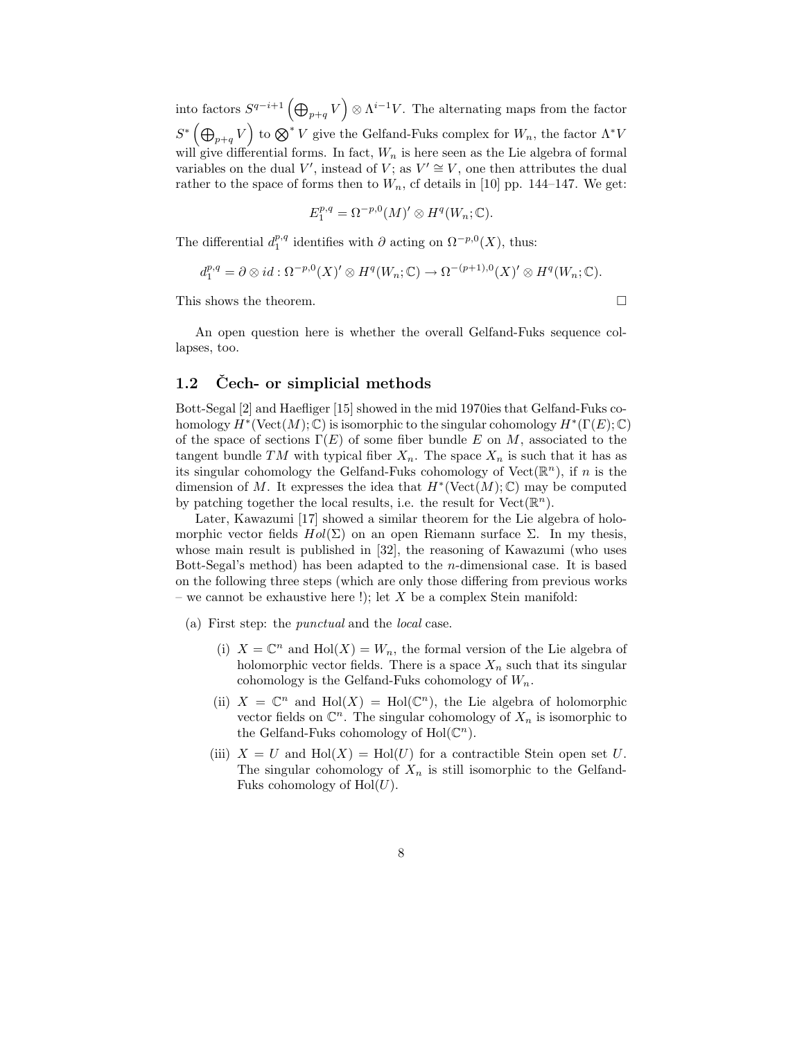into factors $S^{q-i+1}\left(\bigoplus_{p+q} V\right) \otimes \Lambda^{i-1} V$. The alternating maps from the factor $S^*\left(\bigoplus_{p+q} V\right)$ to $\bigotimes^* V$ give the Gelfand-Fuks complex for $W_n$, the factor $\Lambda^* V$ will give differential forms. In fact, $W_n$ is here seen as the Lie algebra of formal variables on the dual $V'$, instead of $V$; as $V' \cong V$, one then attributes the dual rather to the space of forms then to $W_n$, cf details in [10] pp. 144–147. We get:

$$E_1^{p,q} = \Omega^{-p,0}(M)' \otimes H^q(W_n;\mathbb{C}).$$

The differential $d_1^{p,q}$ identifies with $\partial$ acting on $\Omega^{-p,0}(X)$, thus:

$$d_1^{p,q} = \partial \otimes id : \Omega^{-p,0}(X)' \otimes H^q(W_n;\mathbb{C}) \to \Omega^{-(p+1),0}(X)' \otimes H^q(W_n;\mathbb{C}).$$

This shows the theorem. □

An open question here is whether the overall Gelfand-Fuks sequence collapses, too.

## 1.2 Čech- or simplicial methods

Bott-Segal [2] and Haefliger [15] showed in the mid 1970ies that Gelfand-Fuks cohomology $H^*(\mathrm{Vect}(M);\mathbb{C})$ is isomorphic to the singular cohomology $H^*(\Gamma(E);\mathbb{C})$ of the space of sections $\Gamma(E)$ of some fiber bundle $E$ on $M$, associated to the tangent bundle $TM$ with typical fiber $X_n$. The space $X_n$ is such that it has as its singular cohomology the Gelfand-Fuks cohomology of $\mathrm{Vect}(\mathbb{R}^n)$, if $n$ is the dimension of $M$. It expresses the idea that $H^*(\mathrm{Vect}(M);\mathbb{C})$ may be computed by patching together the local results, i.e. the result for $\mathrm{Vect}(\mathbb{R}^n)$.

Later, Kawazumi [17] showed a similar theorem for the Lie algebra of holomorphic vector fields $Hol(\Sigma)$ on an open Riemann surface $\Sigma$. In my thesis, whose main result is published in [32], the reasoning of Kawazumi (who uses Bott-Segal's method) has been adapted to the $n$-dimensional case. It is based on the following three steps (which are only those differing from previous works – we cannot be exhaustive here !); let $X$ be a complex Stein manifold:

(a) First step: the *punctual* and the *local* case.

  (i) $X = \mathbb{C}^n$ and $\mathrm{Hol}(X) = W_n$, the formal version of the Lie algebra of holomorphic vector fields. There is a space $X_n$ such that its singular cohomology is the Gelfand-Fuks cohomology of $W_n$.

  (ii) $X = \mathbb{C}^n$ and $\mathrm{Hol}(X) = \mathrm{Hol}(\mathbb{C}^n)$, the Lie algebra of holomorphic vector fields on $\mathbb{C}^n$. The singular cohomology of $X_n$ is isomorphic to the Gelfand-Fuks cohomology of $\mathrm{Hol}(\mathbb{C}^n)$.

  (iii) $X = U$ and $\mathrm{Hol}(X) = \mathrm{Hol}(U)$ for a contractible Stein open set $U$. The singular cohomology of $X_n$ is still isomorphic to the Gelfand-Fuks cohomology of $\mathrm{Hol}(U)$.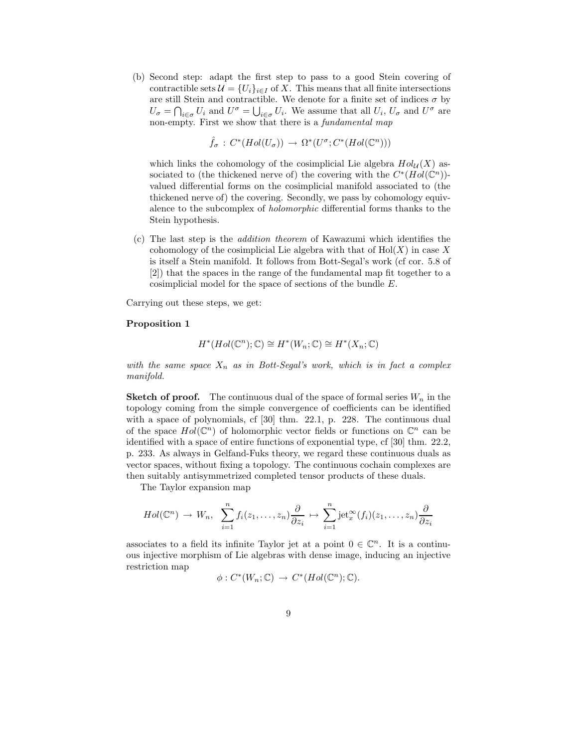(b) Second step: adapt the first step to pass to a good Stein covering of contractible sets $\mathcal{U} = \{U_i\}_{i\in I}$ of $X$. This means that all finite intersections are still Stein and contractible. We denote for a finite set of indices $\sigma$ by $U_\sigma = \bigcap_{i\in\sigma} U_i$ and $U^\sigma = \bigcup_{i\in\sigma} U_i$. We assume that all $U_i$, $U_\sigma$ and $U^\sigma$ are non-empty. First we show that there is a *fundamental map*

$$\hat{f}_\sigma \,:\, C^*(Hol(U_\sigma)) \,\to\, \Omega^*(U^\sigma; C^*(Hol(\mathbb{C}^n)))$$

which links the cohomology of the cosimplicial Lie algebra $Hol_{\mathcal{U}}(X)$ associated to (the thickened nerve of) the covering with the $C^*(Hol(\mathbb{C}^n))$-valued differential forms on the cosimplicial manifold associated to (the thickened nerve of) the covering. Secondly, we pass by cohomology equivalence to the subcomplex of *holomorphic* differential forms thanks to the Stein hypothesis.

(c) The last step is the *addition theorem* of Kawazumi which identifies the cohomology of the cosimplicial Lie algebra with that of $\mathrm{Hol}(X)$ in case $X$ is itself a Stein manifold. It follows from Bott-Segal's work (cf cor. 5.8 of [2]) that the spaces in the range of the fundamental map fit together to a cosimplicial model for the space of sections of the bundle $E$.

Carrying out these steps, we get:

**Proposition 1**

$$H^*(Hol(\mathbb{C}^n); \mathbb{C}) \cong H^*(W_n; \mathbb{C}) \cong H^*(X_n; \mathbb{C})$$

*with the same space $X_n$ as in Bott-Segal's work, which is in fact a complex manifold.*

**Sketch of proof.** The continuous dual of the space of formal series $W_n$ in the topology coming from the simple convergence of coefficients can be identified with a space of polynomials, cf [30] thm. 22.1, p. 228. The continuous dual of the space $Hol(\mathbb{C}^n)$ of holomorphic vector fields or functions on $\mathbb{C}^n$ can be identified with a space of entire functions of exponential type, cf [30] thm. 22.2, p. 233. As always in Gelfand-Fuks theory, we regard these continuous duals as vector spaces, without fixing a topology. The continuous cochain complexes are then suitably antisymmetrized completed tensor products of these duals.

The Taylor expansion map

$$Hol(\mathbb{C}^n) \,\to\, W_n, \;\; \sum_{i=1}^n f_i(z_1,\ldots,z_n)\frac{\partial}{\partial z_i} \,\mapsto\, \sum_{i=1}^n \mathrm{jet}_x^\infty(f_i)(z_1,\ldots,z_n)\frac{\partial}{\partial z_i}$$

associates to a field its infinite Taylor jet at a point $0 \in \mathbb{C}^n$. It is a continuous injective morphism of Lie algebras with dense image, inducing an injective restriction map

$$\phi : C^*(W_n; \mathbb{C}) \,\to\, C^*(Hol(\mathbb{C}^n); \mathbb{C}).$$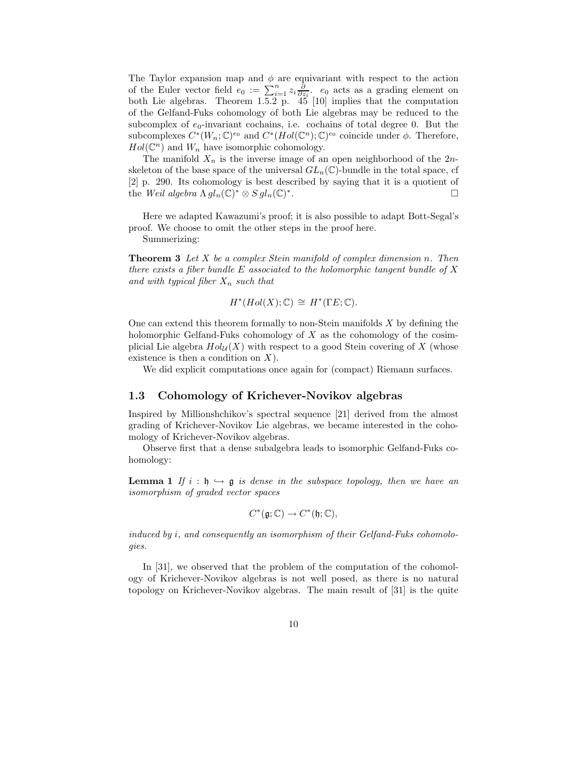The Taylor expansion map and $\phi$ are equivariant with respect to the action of the Euler vector field $e_0 := \sum_{i=1}^n z_i \frac{\partial}{\partial z_i}$. $e_0$ acts as a grading element on both Lie algebras. Theorem 1.5.2 p. 45 [10] implies that the computation of the Gelfand-Fuks cohomology of both Lie algebras may be reduced to the subcomplex of $e_0$-invariant cochains, i.e. cochains of total degree 0. But the subcomplexes $C^*(W_n;\mathbb{C})^{e_0}$ and $C^*(Hol(\mathbb{C}^n);\mathbb{C})^{e_0}$ coincide under $\phi$. Therefore, $Hol(\mathbb{C}^n)$ and $W_n$ have isomorphic cohomology.

The manifold $X_n$ is the inverse image of an open neighborhood of the $2n$-skeleton of the base space of the universal $GL_n(\mathbb{C})$-bundle in the total space, cf [2] p. 290. Its cohomology is best described by saying that it is a quotient of the *Weil algebra* $\Lambda\, gl_n(\mathbb{C})^* \otimes S\, gl_n(\mathbb{C})^*$. □

Here we adapted Kawazumi's proof; it is also possible to adapt Bott-Segal's proof. We choose to omit the other steps in the proof here.

Summerizing:

**Theorem 3** *Let $X$ be a complex Stein manifold of complex dimension $n$. Then there exists a fiber bundle $E$ associated to the holomorphic tangent bundle of $X$ and with typical fiber $X_n$ such that*

$$H^*(Hol(X);\mathbb{C}) \cong H^*(\Gamma E;\mathbb{C}).$$

One can extend this theorem formally to non-Stein manifolds $X$ by defining the holomorphic Gelfand-Fuks cohomology of $X$ as the cohomology of the cosimplicial Lie algebra $Hol_{\mathcal{U}}(X)$ with respect to a good Stein covering of $X$ (whose existence is then a condition on $X$).

We did explicit computations once again for (compact) Riemann surfaces.

## 1.3 Cohomology of Krichever-Novikov algebras

Inspired by Millionshchikov's spectral sequence [21] derived from the almost grading of Krichever-Novikov Lie algebras, we became interested in the cohomology of Krichever-Novikov algebras.

Observe first that a dense subalgebra leads to isomorphic Gelfand-Fuks cohomology:

**Lemma 1** *If $i : \mathfrak{h} \hookrightarrow \mathfrak{g}$ is dense in the subspace topology, then we have an isomorphism of graded vector spaces*

$$C^*(\mathfrak{g};\mathbb{C}) \to C^*(\mathfrak{h};\mathbb{C}),$$

*induced by $i$, and consequently an isomorphism of their Gelfand-Fuks cohomologies.*

In [31], we observed that the problem of the computation of the cohomology of Krichever-Novikov algebras is not well posed, as there is no natural topology on Krichever-Novikov algebras. The main result of [31] is the quite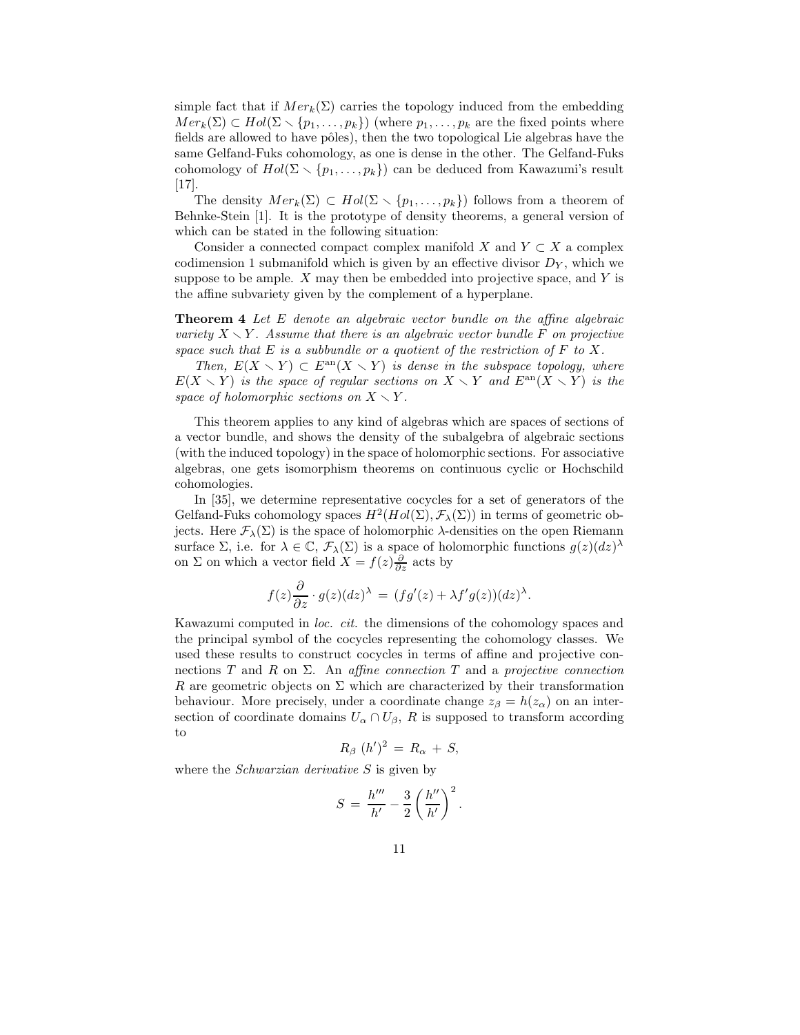simple fact that if $Mer_k(\Sigma)$ carries the topology induced from the embedding $Mer_k(\Sigma) \subset Hol(\Sigma \setminus \{p_1, \ldots, p_k\})$ (where $p_1, \ldots, p_k$ are the fixed points where fields are allowed to have pôles), then the two topological Lie algebras have the same Gelfand-Fuks cohomology, as one is dense in the other. The Gelfand-Fuks cohomology of $Hol(\Sigma \setminus \{p_1, \ldots, p_k\})$ can be deduced from Kawazumi's result [17].

The density $Mer_k(\Sigma) \subset Hol(\Sigma \setminus \{p_1, \ldots, p_k\})$ follows from a theorem of Behnke-Stein [1]. It is the prototype of density theorems, a general version of which can be stated in the following situation:

Consider a connected compact complex manifold $X$ and $Y \subset X$ a complex codimension 1 submanifold which is given by an effective divisor $D_Y$, which we suppose to be ample. $X$ may then be embedded into projective space, and $Y$ is the affine subvariety given by the complement of a hyperplane.

**Theorem 4** *Let $E$ denote an algebraic vector bundle on the affine algebraic variety $X \setminus Y$. Assume that there is an algebraic vector bundle $F$ on projective space such that $E$ is a subbundle or a quotient of the restriction of $F$ to $X$.*

*Then, $E(X \setminus Y) \subset E^{\rm an}(X \setminus Y)$ is dense in the subspace topology, where $E(X \setminus Y)$ is the space of regular sections on $X \setminus Y$ and $E^{\rm an}(X \setminus Y)$ is the space of holomorphic sections on $X \setminus Y$.*

This theorem applies to any kind of algebras which are spaces of sections of a vector bundle, and shows the density of the subalgebra of algebraic sections (with the induced topology) in the space of holomorphic sections. For associative algebras, one gets isomorphism theorems on continuous cyclic or Hochschild cohomologies.

In [35], we determine representative cocycles for a set of generators of the Gelfand-Fuks cohomology spaces $H^2(Hol(\Sigma), \mathcal{F}_\lambda(\Sigma))$ in terms of geometric objects. Here $\mathcal{F}_\lambda(\Sigma)$ is the space of holomorphic $\lambda$-densities on the open Riemann surface $\Sigma$, i.e. for $\lambda \in \mathbb{C}$, $\mathcal{F}_\lambda(\Sigma)$ is a space of holomorphic functions $g(z)(dz)^\lambda$ on $\Sigma$ on which a vector field $X = f(z)\frac{\partial}{\partial z}$ acts by

$$f(z)\frac{\partial}{\partial z} \cdot g(z)(dz)^\lambda \,=\, (fg'(z) + \lambda f'g(z))(dz)^\lambda.$$

Kawazumi computed in *loc. cit.* the dimensions of the cohomology spaces and the principal symbol of the cocycles representing the cohomology classes. We used these results to construct cocycles in terms of affine and projective connections $T$ and $R$ on $\Sigma$. An *affine connection* $T$ and a *projective connection* $R$ are geometric objects on $\Sigma$ which are characterized by their transformation behaviour. More precisely, under a coordinate change $z_\beta = h(z_\alpha)$ on an intersection of coordinate domains $U_\alpha \cap U_\beta$, $R$ is supposed to transform according to

$$R_\beta \, (h')^2 \,=\, R_\alpha \,+\, S,$$

where the *Schwarzian derivative* $S$ is given by

$$S \,=\, \frac{h'''}{h'} - \frac{3}{2}\left(\frac{h''}{h'}\right)^2.$$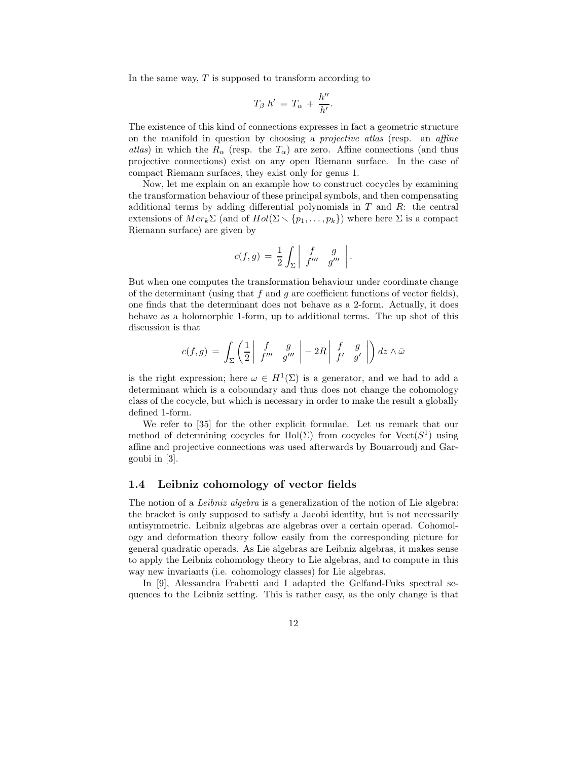In the same way, $T$ is supposed to transform according to

$$T_\beta \, h' \, = \, T_\alpha \, + \, \frac{h''}{h'}.$$

The existence of this kind of connections expresses in fact a geometric structure on the manifold in question by choosing a *projective atlas* (resp. an *affine atlas*) in which the $R_\alpha$ (resp. the $T_\alpha$) are zero. Affine connections (and thus projective connections) exist on any open Riemann surface. In the case of compact Riemann surfaces, they exist only for genus 1.

Now, let me explain on an example how to construct cocycles by examining the transformation behaviour of these principal symbols, and then compensating additional terms by adding differential polynomials in $T$ and $R$: the central extensions of $Mer_k\Sigma$ (and of $Hol(\Sigma \setminus \{p_1, \ldots, p_k\})$ where here $\Sigma$ is a compact Riemann surface) are given by

$$c(f,g) \, = \, \frac{1}{2} \int_\Sigma \left| \begin{array}{cc} f & g \\ f''' & g''' \end{array} \right|.$$

But when one computes the transformation behaviour under coordinate change of the determinant (using that $f$ and $g$ are coefficient functions of vector fields), one finds that the determinant does not behave as a 2-form. Actually, it does behave as a holomorphic 1-form, up to additional terms. The up shot of this discussion is that

$$c(f,g) \, = \, \int_\Sigma \left( \frac{1}{2} \left| \begin{array}{cc} f & g \\ f''' & g''' \end{array} \right| - 2R \left| \begin{array}{cc} f & g \\ f' & g' \end{array} \right| \right) dz \wedge \bar{\omega}$$

is the right expression; here $\omega \in H^1(\Sigma)$ is a generator, and we had to add a determinant which is a coboundary and thus does not change the cohomology class of the cocycle, but which is necessary in order to make the result a globally defined 1-form.

We refer to [35] for the other explicit formulae. Let us remark that our method of determining cocycles for $\mathrm{Hol}(\Sigma)$ from cocycles for $\mathrm{Vect}(S^1)$ using affine and projective connections was used afterwards by Bouarroudj and Gargoubi in [3].

### 1.4 Leibniz cohomology of vector fields

The notion of a *Leibniz algebra* is a generalization of the notion of Lie algebra: the bracket is only supposed to satisfy a Jacobi identity, but is not necessarily antisymmetric. Leibniz algebras are algebras over a certain operad. Cohomology and deformation theory follow easily from the corresponding picture for general quadratic operads. As Lie algebras are Leibniz algebras, it makes sense to apply the Leibniz cohomology theory to Lie algebras, and to compute in this way new invariants (i.e. cohomology classes) for Lie algebras.

In [9], Alessandra Frabetti and I adapted the Gelfand-Fuks spectral sequences to the Leibniz setting. This is rather easy, as the only change is that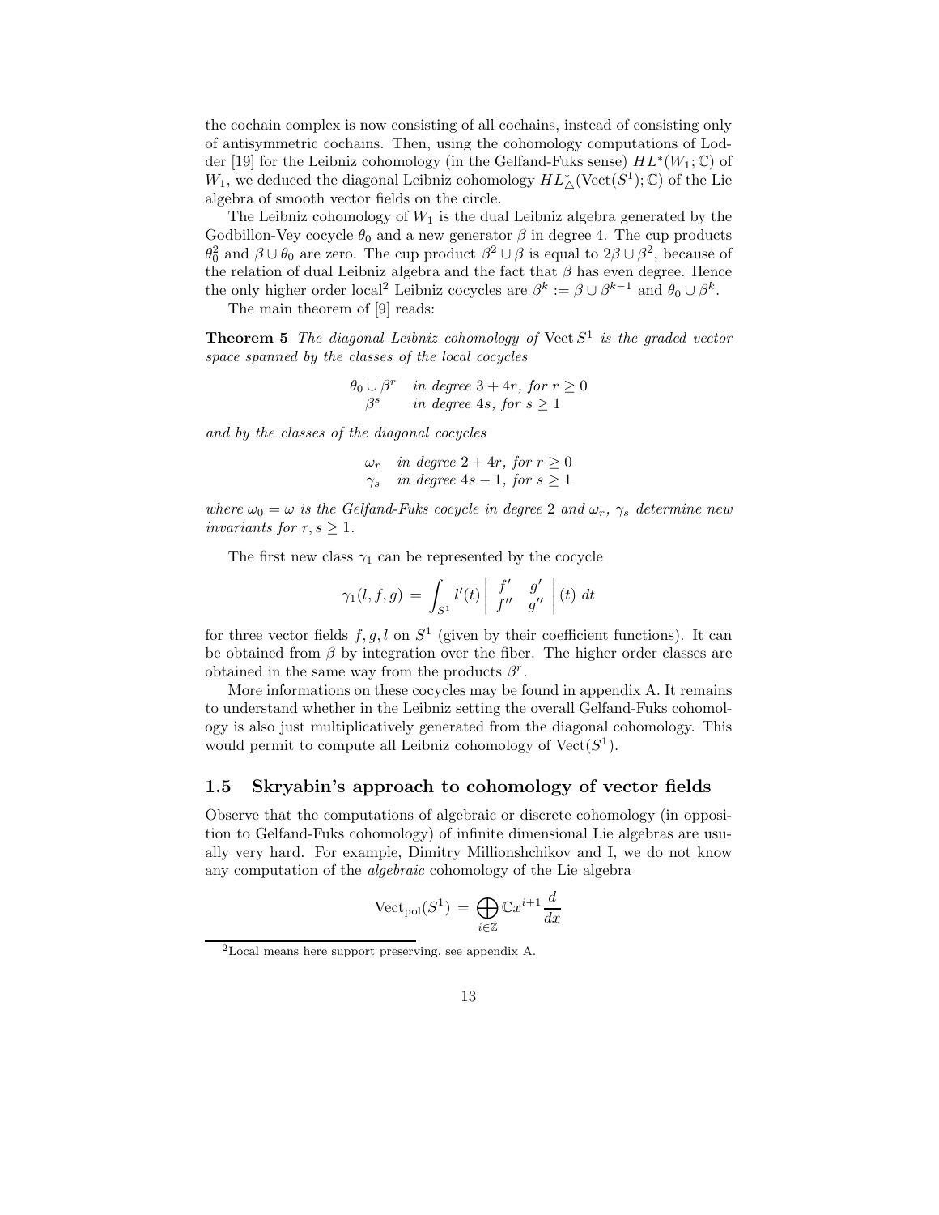the cochain complex is now consisting of all cochains, instead of consisting only of antisymmetric cochains. Then, using the cohomology computations of Lodder [19] for the Leibniz cohomology (in the Gelfand-Fuks sense) $HL^*(W_1;\mathbb{C})$ of $W_1$, we deduced the diagonal Leibniz cohomology $HL^*_\triangle(\mathrm{Vect}(S^1);\mathbb{C})$ of the Lie algebra of smooth vector fields on the circle.

The Leibniz cohomology of $W_1$ is the dual Leibniz algebra generated by the Godbillon-Vey cocycle $\theta_0$ and a new generator $\beta$ in degree 4. The cup products $\theta_0^2$ and $\beta\cup\theta_0$ are zero. The cup product $\beta^2\cup\beta$ is equal to $2\beta\cup\beta^2$, because of the relation of dual Leibniz algebra and the fact that $\beta$ has even degree. Hence the only higher order local[2] Leibniz cocycles are $\beta^k := \beta\cup\beta^{k-1}$ and $\theta_0\cup\beta^k$.

The main theorem of [9] reads:

**Theorem 5** *The diagonal Leibniz cohomology of* $\mathrm{Vect}\, S^1$ *is the graded vector space spanned by the classes of the local cocycles*

$$\begin{array}{ll} \theta_0\cup\beta^r & \textit{in degree } 3+4r, \textit{ for } r\geq 0 \\ \beta^s & \textit{in degree } 4s, \textit{ for } s\geq 1 \end{array}$$

*and by the classes of the diagonal cocycles*

$$\begin{array}{ll} \omega_r & \textit{in degree } 2+4r, \textit{ for } r\geq 0 \\ \gamma_s & \textit{in degree } 4s-1, \textit{ for } s\geq 1 \end{array}$$

*where* $\omega_0=\omega$ *is the Gelfand-Fuks cocycle in degree* 2 *and* $\omega_r$, $\gamma_s$ *determine new invariants for* $r,s\geq 1$.

The first new class $\gamma_1$ can be represented by the cocycle

$$\gamma_1(l,f,g) \,=\, \int_{S^1} l'(t) \left| \begin{array}{cc} f' & g' \\ f'' & g'' \end{array} \right| (t)\; dt$$

for three vector fields $f,g,l$ on $S^1$ (given by their coefficient functions). It can be obtained from $\beta$ by integration over the fiber. The higher order classes are obtained in the same way from the products $\beta^r$.

More informations on these cocycles may be found in appendix A. It remains to understand whether in the Leibniz setting the overall Gelfand-Fuks cohomology is also just multiplicatively generated from the diagonal cohomology. This would permit to compute all Leibniz cohomology of $\mathrm{Vect}(S^1)$.

## 1.5 Skryabin's approach to cohomology of vector fields

Observe that the computations of algebraic or discrete cohomology (in opposition to Gelfand-Fuks cohomology) of infinite dimensional Lie algebras are usually very hard. For example, Dimitry Millionshchikov and I, we do not know any computation of the *algebraic* cohomology of the Lie algebra

$$\mathrm{Vect}_{\mathrm{pol}}(S^1) \,=\, \bigoplus_{i\in\mathbb{Z}} \mathbb{C}x^{i+1}\frac{d}{dx}$$

[2] Local means here support preserving, see appendix A.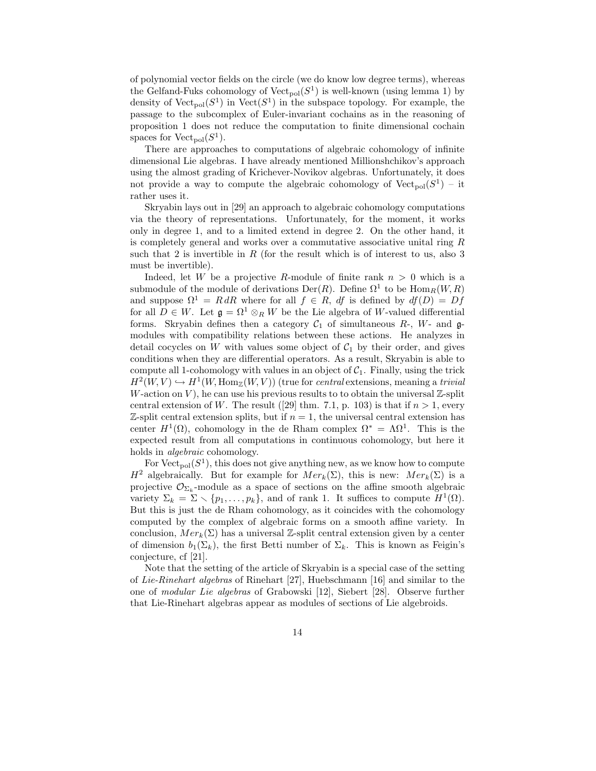of polynomial vector fields on the circle (we do know low degree terms), whereas the Gelfand-Fuks cohomology of $\mathrm{Vect}_{\mathrm{pol}}(S^1)$ is well-known (using lemma 1) by density of $\mathrm{Vect}_{\mathrm{pol}}(S^1)$ in $\mathrm{Vect}(S^1)$ in the subspace topology. For example, the passage to the subcomplex of Euler-invariant cochains as in the reasoning of proposition 1 does not reduce the computation to finite dimensional cochain spaces for $\mathrm{Vect}_{\mathrm{pol}}(S^1)$.

There are approaches to computations of algebraic cohomology of infinite dimensional Lie algebras. I have already mentioned Millionshchikov's approach using the almost grading of Krichever-Novikov algebras. Unfortunately, it does not provide a way to compute the algebraic cohomology of $\mathrm{Vect}_{\mathrm{pol}}(S^1)$ – it rather uses it.

Skryabin lays out in [29] an approach to algebraic cohomology computations via the theory of representations. Unfortunately, for the moment, it works only in degree 1, and to a limited extend in degree 2. On the other hand, it is completely general and works over a commutative associative unital ring $R$ such that 2 is invertible in $R$ (for the result which is of interest to us, also 3 must be invertible).

Indeed, let $W$ be a projective $R$-module of finite rank $n > 0$ which is a submodule of the module of derivations $\mathrm{Der}(R)$. Define $\Omega^1$ to be $\mathrm{Hom}_R(W, R)$ and suppose $\Omega^1 = R\, dR$ where for all $f \in R$, $df$ is defined by $df(D) = Df$ for all $D \in W$. Let $\mathfrak{g} = \Omega^1 \otimes_R W$ be the Lie algebra of $W$-valued differential forms. Skryabin defines then a category $\mathcal{C}_1$ of simultaneous $R$-, $W$- and $\mathfrak{g}$-modules with compatibility relations between these actions. He analyzes in detail cocycles on $W$ with values some object of $\mathcal{C}_1$ by their order, and gives conditions when they are differential operators. As a result, Skryabin is able to compute all 1-cohomology with values in an object of $\mathcal{C}_1$. Finally, using the trick $H^2(W, V) \hookrightarrow H^1(W, \mathrm{Hom}_{\mathbb{Z}}(W, V))$ (true for *central* extensions, meaning a *trivial* $W$-action on $V$), he can use his previous results to to obtain the universal $\mathbb{Z}$-split central extension of $W$. The result ([29] thm. 7.1, p. 103) is that if $n > 1$, every $\mathbb{Z}$-split central extension splits, but if $n = 1$, the universal central extension has center $H^1(\Omega)$, cohomology in the de Rham complex $\Omega^* = \Lambda\Omega^1$. This is the expected result from all computations in continuous cohomology, but here it holds in *algebraic* cohomology.

For $\mathrm{Vect}_{\mathrm{pol}}(S^1)$, this does not give anything new, as we know how to compute $H^2$ algebraically. But for example for $Mer_k(\Sigma)$, this is new: $Mer_k(\Sigma)$ is a projective $\mathcal{O}_{\Sigma_k}$-module as a space of sections on the affine smooth algebraic variety $\Sigma_k = \Sigma \setminus \{p_1, \ldots, p_k\}$, and of rank 1. It suffices to compute $H^1(\Omega)$. But this is just the de Rham cohomology, as it coincides with the cohomology computed by the complex of algebraic forms on a smooth affine variety. In conclusion, $Mer_k(\Sigma)$ has a universal $\mathbb{Z}$-split central extension given by a center of dimension $b_1(\Sigma_k)$, the first Betti number of $\Sigma_k$. This is known as Feigin's conjecture, cf [21].

Note that the setting of the article of Skryabin is a special case of the setting of *Lie-Rinehart algebras* of Rinehart [27], Huebschmann [16] and similar to the one of *modular Lie algebras* of Grabowski [12], Siebert [28]. Observe further that Lie-Rinehart algebras appear as modules of sections of Lie algebroids.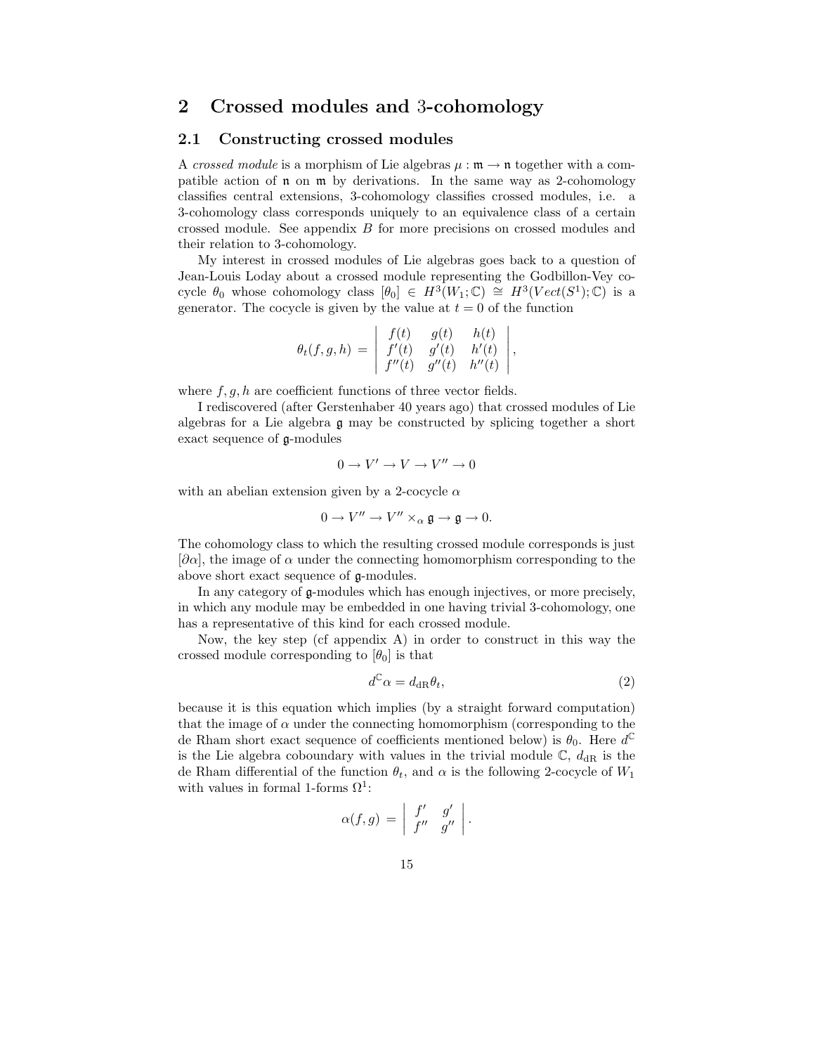## 2 Crossed modules and 3-cohomology

### 2.1 Constructing crossed modules

A *crossed module* is a morphism of Lie algebras $\mu : \mathfrak{m} \to \mathfrak{n}$ together with a compatible action of $\mathfrak{n}$ on $\mathfrak{m}$ by derivations. In the same way as 2-cohomology classifies central extensions, 3-cohomology classifies crossed modules, i.e. a 3-cohomology class corresponds uniquely to an equivalence class of a certain crossed module. See appendix $B$ for more precisions on crossed modules and their relation to 3-cohomology.

My interest in crossed modules of Lie algebras goes back to a question of Jean-Louis Loday about a crossed module representing the Godbillon-Vey cocycle $\theta_0$ whose cohomology class $[\theta_0] \in H^3(W_1;\mathbb{C}) \cong H^3(Vect(S^1);\mathbb{C})$ is a generator. The cocycle is given by the value at $t=0$ of the function

$$\theta_t(f,g,h) \,=\, \left| \begin{array}{ccc} f(t) & g(t) & h(t) \\ f'(t) & g'(t) & h'(t) \\ f''(t) & g''(t) & h''(t) \end{array} \right|,$$

where $f,g,h$ are coefficient functions of three vector fields.

I rediscovered (after Gerstenhaber 40 years ago) that crossed modules of Lie algebras for a Lie algebra $\mathfrak{g}$ may be constructed by splicing together a short exact sequence of $\mathfrak{g}$-modules

$$0 \to V' \to V \to V'' \to 0$$

with an abelian extension given by a 2-cocycle $\alpha$

$$0 \to V'' \to V'' \times_\alpha \mathfrak{g} \to \mathfrak{g} \to 0.$$

The cohomology class to which the resulting crossed module corresponds is just $[\partial\alpha]$, the image of $\alpha$ under the connecting homomorphism corresponding to the above short exact sequence of $\mathfrak{g}$-modules.

In any category of $\mathfrak{g}$-modules which has enough injectives, or more precisely, in which any module may be embedded in one having trivial 3-cohomology, one has a representative of this kind for each crossed module.

Now, the key step (cf appendix A) in order to construct in this way the crossed module corresponding to $[\theta_0]$ is that

$$d^{\mathbb{C}}\alpha = d_{\rm dR}\theta_t, \tag{2}$$

because it is this equation which implies (by a straight forward computation) that the image of $\alpha$ under the connecting homomorphism (corresponding to the de Rham short exact sequence of coefficients mentioned below) is $\theta_0$. Here $d^{\mathbb{C}}$ is the Lie algebra coboundary with values in the trivial module $\mathbb{C}$, $d_{\rm dR}$ is the de Rham differential of the function $\theta_t$, and $\alpha$ is the following 2-cocycle of $W_1$ with values in formal 1-forms $\Omega^1$:

$$\alpha(f,g) \,=\, \left| \begin{array}{cc} f' & g' \\ f'' & g'' \end{array} \right|.$$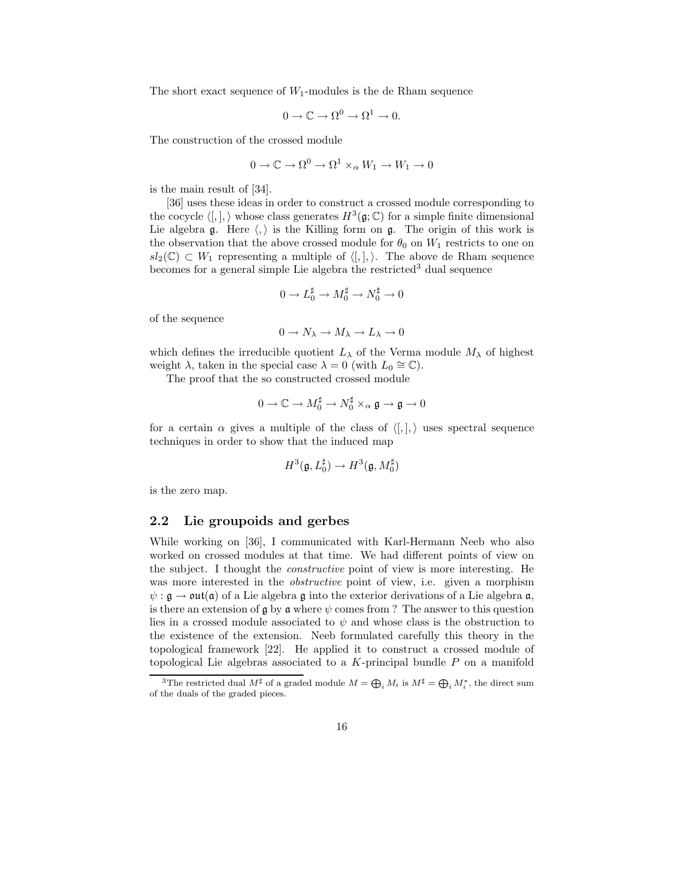The short exact sequence of $W_1$-modules is the de Rham sequence

$$0 \to \mathbb{C} \to \Omega^0 \to \Omega^1 \to 0.$$

The construction of the crossed module

$$0 \to \mathbb{C} \to \Omega^0 \to \Omega^1 \times_\alpha W_1 \to W_1 \to 0$$

is the main result of [34].

[36] uses these ideas in order to construct a crossed module corresponding to the cocycle $\langle [,], \rangle$ whose class generates $H^3(\mathfrak{g}; \mathbb{C})$ for a simple finite dimensional Lie algebra $\mathfrak{g}$. Here $\langle , \rangle$ is the Killing form on $\mathfrak{g}$. The origin of this work is the observation that the above crossed module for $\theta_0$ on $W_1$ restricts to one on $sl_2(\mathbb{C}) \subset W_1$ representing a multiple of $\langle [,], \rangle$. The above de Rham sequence becomes for a general simple Lie algebra the restricted[3] dual sequence

$$0 \to L_0^\sharp \to M_0^\sharp \to N_0^\sharp \to 0$$

of the sequence

$$0 \to N_\lambda \to M_\lambda \to L_\lambda \to 0$$

which defines the irreducible quotient $L_\lambda$ of the Verma module $M_\lambda$ of highest weight $\lambda$, taken in the special case $\lambda = 0$ (with $L_0 \cong \mathbb{C}$).

The proof that the so constructed crossed module

$$0 \to \mathbb{C} \to M_0^\sharp \to N_0^\sharp \times_\alpha \mathfrak{g} \to \mathfrak{g} \to 0$$

for a certain $\alpha$ gives a multiple of the class of $\langle [,], \rangle$ uses spectral sequence techniques in order to show that the induced map

$$H^3(\mathfrak{g}, L_0^\sharp) \to H^3(\mathfrak{g}, M_0^\sharp)$$

is the zero map.

## 2.2 Lie groupoids and gerbes

While working on [36], I communicated with Karl-Hermann Neeb who also worked on crossed modules at that time. We had different points of view on the subject. I thought the *constructive* point of view is more interesting. He was more interested in the *obstructive* point of view, i.e. given a morphism $\psi : \mathfrak{g} \to \mathfrak{out}(\mathfrak{a})$ of a Lie algebra $\mathfrak{g}$ into the exterior derivations of a Lie algebra $\mathfrak{a}$, is there an extension of $\mathfrak{g}$ by $\mathfrak{a}$ where $\psi$ comes from ? The answer to this question lies in a crossed module associated to $\psi$ and whose class is the obstruction to the existence of the extension. Neeb formulated carefully this theory in the topological framework [22]. He applied it to construct a crossed module of topological Lie algebras associated to a $K$-principal bundle $P$ on a manifold

[3] The restricted dual $M^\sharp$ of a graded module $M = \bigoplus_i M_i$ is $M^\sharp = \bigoplus_i M_i^*$, the direct sum of the duals of the graded pieces.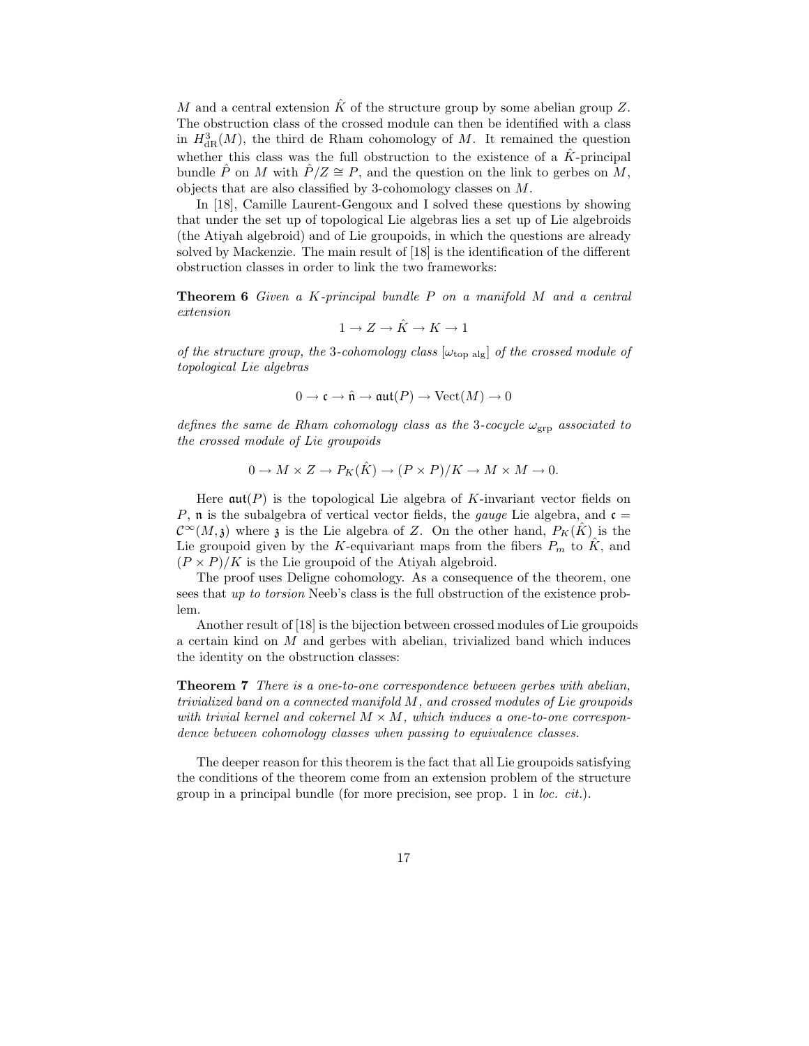$M$ and a central extension $\hat{K}$ of the structure group by some abelian group $Z$. The obstruction class of the crossed module can then be identified with a class in $H^3_{\mathrm{dR}}(M)$, the third de Rham cohomology of $M$. It remained the question whether this class was the full obstruction to the existence of a $\hat{K}$-principal bundle $\hat{P}$ on $M$ with $\hat{P}/Z \cong P$, and the question on the link to gerbes on $M$, objects that are also classified by 3-cohomology classes on $M$.

In [18], Camille Laurent-Gengoux and I solved these questions by showing that under the set up of topological Lie algebras lies a set up of Lie algebroids (the Atiyah algebroid) and of Lie groupoids, in which the questions are already solved by Mackenzie. The main result of [18] is the identification of the different obstruction classes in order to link the two frameworks:

**Theorem 6** *Given a $K$-principal bundle $P$ on a manifold $M$ and a central extension*

$$1 \to Z \to \hat{K} \to K \to 1$$

*of the structure group, the 3-cohomology class $[\omega_{\mathrm{top\ alg}}]$ of the crossed module of topological Lie algebras*

$$0 \to \mathfrak{c} \to \hat{\mathfrak{n}} \to \mathfrak{aut}(P) \to \mathrm{Vect}(M) \to 0$$

*defines the same de Rham cohomology class as the 3-cocycle $\omega_{\mathrm{grp}}$ associated to the crossed module of Lie groupoids*

$$0 \to M \times Z \to P_K(\hat{K}) \to (P \times P)/K \to M \times M \to 0.$$

Here $\mathfrak{aut}(P)$ is the topological Lie algebra of $K$-invariant vector fields on $P$, $\mathfrak{n}$ is the subalgebra of vertical vector fields, the *gauge* Lie algebra, and $\mathfrak{c} = \mathcal{C}^\infty(M, \mathfrak{z})$ where $\mathfrak{z}$ is the Lie algebra of $Z$. On the other hand, $P_K(\hat{K})$ is the Lie groupoid given by the $K$-equivariant maps from the fibers $P_m$ to $\hat{K}$, and $(P \times P)/K$ is the Lie groupoid of the Atiyah algebroid.

The proof uses Deligne cohomology. As a consequence of the theorem, one sees that *up to torsion* Neeb's class is the full obstruction of the existence problem.

Another result of [18] is the bijection between crossed modules of Lie groupoids a certain kind on $M$ and gerbes with abelian, trivialized band which induces the identity on the obstruction classes:

**Theorem 7** *There is a one-to-one correspondence between gerbes with abelian, trivialized band on a connected manifold $M$, and crossed modules of Lie groupoids with trivial kernel and cokernel $M \times M$, which induces a one-to-one correspondence between cohomology classes when passing to equivalence classes.*

The deeper reason for this theorem is the fact that all Lie groupoids satisfying the conditions of the theorem come from an extension problem of the structure group in a principal bundle (for more precision, see prop. 1 in *loc. cit.*).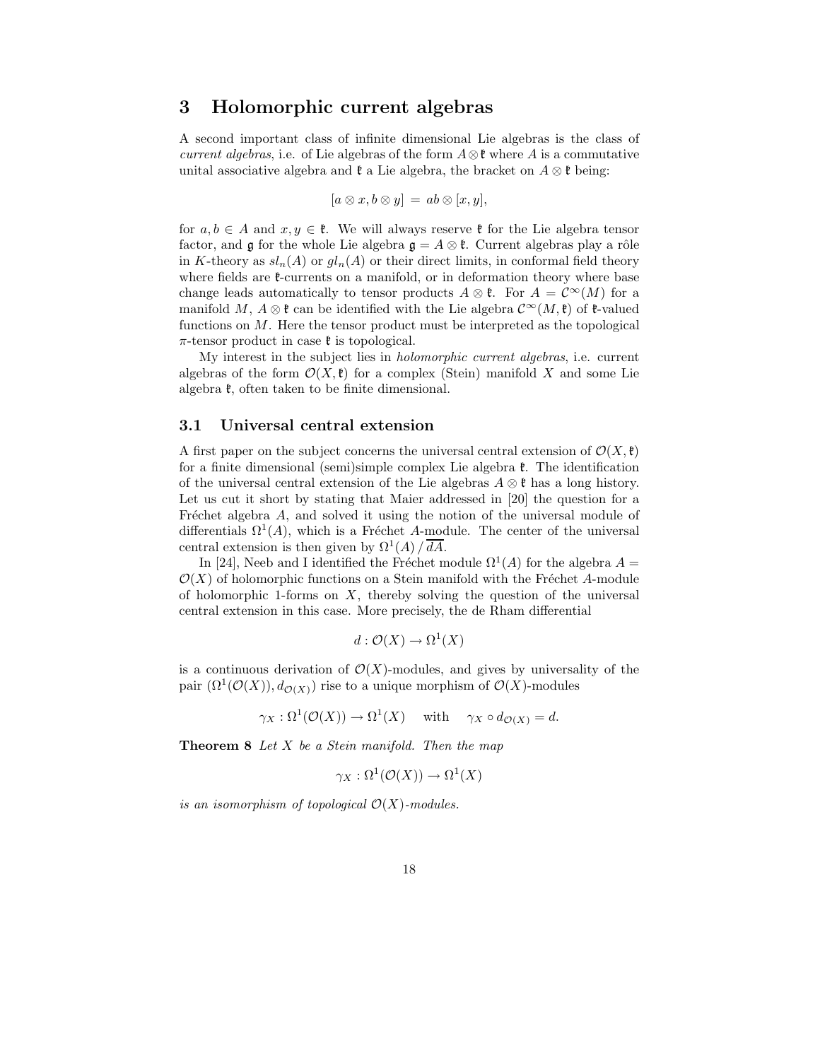## 3 Holomorphic current algebras

A second important class of infinite dimensional Lie algebras is the class of *current algebras*, i.e. of Lie algebras of the form $A \otimes \mathfrak{k}$ where $A$ is a commutative unital associative algebra and $\mathfrak{k}$ a Lie algebra, the bracket on $A \otimes \mathfrak{k}$ being:

$$[a \otimes x, b \otimes y] \,=\, ab \otimes [x, y],$$

for $a, b \in A$ and $x, y \in \mathfrak{k}$. We will always reserve $\mathfrak{k}$ for the Lie algebra tensor factor, and $\mathfrak{g}$ for the whole Lie algebra $\mathfrak{g} = A \otimes \mathfrak{k}$. Current algebras play a rôle in $K$-theory as $sl_n(A)$ or $gl_n(A)$ or their direct limits, in conformal field theory where fields are $\mathfrak{k}$-currents on a manifold, or in deformation theory where base change leads automatically to tensor products $A \otimes \mathfrak{k}$. For $A = \mathcal{C}^\infty(M)$ for a manifold $M$, $A \otimes \mathfrak{k}$ can be identified with the Lie algebra $\mathcal{C}^\infty(M, \mathfrak{k})$ of $\mathfrak{k}$-valued functions on $M$. Here the tensor product must be interpreted as the topological $\pi$-tensor product in case $\mathfrak{k}$ is topological.

My interest in the subject lies in *holomorphic current algebras*, i.e. current algebras of the form $\mathcal{O}(X, \mathfrak{k})$ for a complex (Stein) manifold $X$ and some Lie algebra $\mathfrak{k}$, often taken to be finite dimensional.

### 3.1 Universal central extension

A first paper on the subject concerns the universal central extension of $\mathcal{O}(X, \mathfrak{k})$ for a finite dimensional (semi)simple complex Lie algebra $\mathfrak{k}$. The identification of the universal central extension of the Lie algebras $A \otimes \mathfrak{k}$ has a long history. Let us cut it short by stating that Maier addressed in [20] the question for a Fréchet algebra $A$, and solved it using the notion of the universal module of differentials $\Omega^1(A)$, which is a Fréchet $A$-module. The center of the universal central extension is then given by $\Omega^1(A) \,/\, \overline{dA}$.

In [24], Neeb and I identified the Fréchet module $\Omega^1(A)$ for the algebra $A = \mathcal{O}(X)$ of holomorphic functions on a Stein manifold with the Fréchet $A$-module of holomorphic 1-forms on $X$, thereby solving the question of the universal central extension in this case. More precisely, the de Rham differential

$$d : \mathcal{O}(X) \to \Omega^1(X)$$

is a continuous derivation of $\mathcal{O}(X)$-modules, and gives by universality of the pair $(\Omega^1(\mathcal{O}(X)), d_{\mathcal{O}(X)})$ rise to a unique morphism of $\mathcal{O}(X)$-modules

$$\gamma_X : \Omega^1(\mathcal{O}(X)) \to \Omega^1(X) \quad \text{ with } \quad \gamma_X \circ d_{\mathcal{O}(X)} = d.$$

**Theorem 8** *Let $X$ be a Stein manifold. Then the map*

$$\gamma_X : \Omega^1(\mathcal{O}(X)) \to \Omega^1(X)$$

*is an isomorphism of topological $\mathcal{O}(X)$-modules.*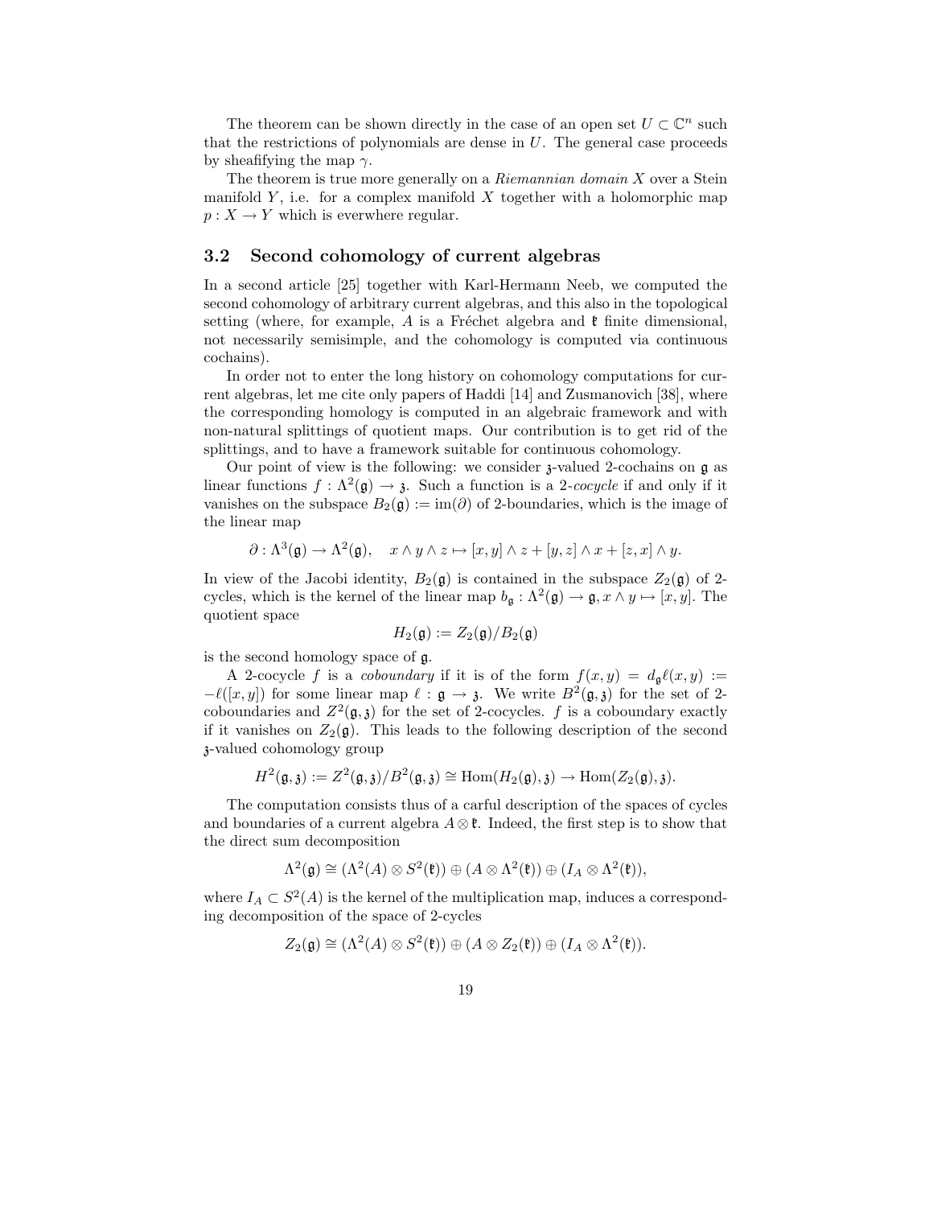The theorem can be shown directly in the case of an open set $U \subset \mathbb{C}^n$ such that the restrictions of polynomials are dense in $U$. The general case proceeds by sheafifying the map $\gamma$.

The theorem is true more generally on a *Riemannian domain* $X$ over a Stein manifold $Y$, i.e. for a complex manifold $X$ together with a holomorphic map $p : X \to Y$ which is everwhere regular.

## 3.2 Second cohomology of current algebras

In a second article [25] together with Karl-Hermann Neeb, we computed the second cohomology of arbitrary current algebras, and this also in the topological setting (where, for example, $A$ is a Fréchet algebra and $\mathfrak{k}$ finite dimensional, not necessarily semisimple, and the cohomology is computed via continuous cochains).

In order not to enter the long history on cohomology computations for current algebras, let me cite only papers of Haddi [14] and Zusmanovich [38], where the corresponding homology is computed in an algebraic framework and with non-natural splittings of quotient maps. Our contribution is to get rid of the splittings, and to have a framework suitable for continuous cohomology.

Our point of view is the following: we consider $\mathfrak{z}$-valued 2-cochains on $\mathfrak{g}$ as linear functions $f : \Lambda^2(\mathfrak{g}) \to \mathfrak{z}$. Such a function is a 2-*cocycle* if and only if it vanishes on the subspace $B_2(\mathfrak{g}) := \mathrm{im}(\partial)$ of 2-boundaries, which is the image of the linear map

$$\partial : \Lambda^3(\mathfrak{g}) \to \Lambda^2(\mathfrak{g}), \quad x \wedge y \wedge z \mapsto [x,y] \wedge z + [y,z] \wedge x + [z,x] \wedge y.$$

In view of the Jacobi identity, $B_2(\mathfrak{g})$ is contained in the subspace $Z_2(\mathfrak{g})$ of 2-cycles, which is the kernel of the linear map $b_{\mathfrak{g}} : \Lambda^2(\mathfrak{g}) \to \mathfrak{g}, x \wedge y \mapsto [x,y]$. The quotient space

$$H_2(\mathfrak{g}) := Z_2(\mathfrak{g})/B_2(\mathfrak{g})$$

is the second homology space of $\mathfrak{g}$.

A 2-cocycle $f$ is a *coboundary* if it is of the form $f(x,y) = d_{\mathfrak{g}}\ell(x,y) := -\ell([x,y])$ for some linear map $\ell : \mathfrak{g} \to \mathfrak{z}$. We write $B^2(\mathfrak{g},\mathfrak{z})$ for the set of 2-coboundaries and $Z^2(\mathfrak{g},\mathfrak{z})$ for the set of 2-cocycles. $f$ is a coboundary exactly if it vanishes on $Z_2(\mathfrak{g})$. This leads to the following description of the second $\mathfrak{z}$-valued cohomology group

$$H^2(\mathfrak{g},\mathfrak{z}) := Z^2(\mathfrak{g},\mathfrak{z})/B^2(\mathfrak{g},\mathfrak{z}) \cong \mathrm{Hom}(H_2(\mathfrak{g}),\mathfrak{z}) \to \mathrm{Hom}(Z_2(\mathfrak{g}),\mathfrak{z}).$$

The computation consists thus of a carful description of the spaces of cycles and boundaries of a current algebra $A \otimes \mathfrak{k}$. Indeed, the first step is to show that the direct sum decomposition

$$\Lambda^2(\mathfrak{g}) \cong (\Lambda^2(A) \otimes S^2(\mathfrak{k})) \oplus (A \otimes \Lambda^2(\mathfrak{k})) \oplus (I_A \otimes \Lambda^2(\mathfrak{k})),$$

where $I_A \subset S^2(A)$ is the kernel of the multiplication map, induces a corresponding decomposition of the space of 2-cycles

$$Z_2(\mathfrak{g}) \cong (\Lambda^2(A) \otimes S^2(\mathfrak{k})) \oplus (A \otimes Z_2(\mathfrak{k})) \oplus (I_A \otimes \Lambda^2(\mathfrak{k})).$$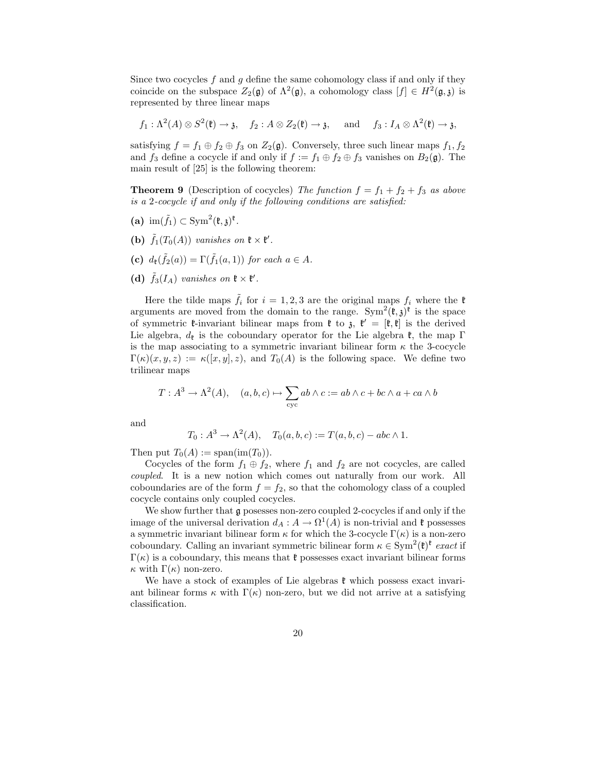Since two cocycles $f$ and $g$ define the same cohomology class if and only if they coincide on the subspace $Z_2(\mathfrak{g})$ of $\Lambda^2(\mathfrak{g})$, a cohomology class $[f] \in H^2(\mathfrak{g},\mathfrak{z})$ is represented by three linear maps

$$f_1 : \Lambda^2(A) \otimes S^2(\mathfrak{k}) \to \mathfrak{z}, \quad f_2 : A \otimes Z_2(\mathfrak{k}) \to \mathfrak{z}, \quad \text{and} \quad f_3 : I_A \otimes \Lambda^2(\mathfrak{k}) \to \mathfrak{z},$$

satisfying $f = f_1 \oplus f_2 \oplus f_3$ on $Z_2(\mathfrak{g})$. Conversely, three such linear maps $f_1, f_2$ and $f_3$ define a cocycle if and only if $f := f_1 \oplus f_2 \oplus f_3$ vanishes on $B_2(\mathfrak{g})$. The main result of [25] is the following theorem:

**Theorem 9** (Description of cocycles) *The function $f = f_1 + f_2 + f_3$ as above is a 2-cocycle if and only if the following conditions are satisfied:*

**(a)** $\mathrm{im}(\tilde{f}_1) \subset \mathrm{Sym}^2(\mathfrak{k},\mathfrak{z})^{\mathfrak{k}}$.

**(b)** $\tilde{f}_1(T_0(A))$ *vanishes on* $\mathfrak{k} \times \mathfrak{k}'$.

**(c)** $d_{\mathfrak{k}}(\tilde{f}_2(a)) = \Gamma(\tilde{f}_1(a,1))$ *for each* $a \in A$.

**(d)** $\tilde{f}_3(I_A)$ *vanishes on* $\mathfrak{k} \times \mathfrak{k}'$.

Here the tilde maps $\tilde{f}_i$ for $i = 1,2,3$ are the original maps $f_i$ where the $\mathfrak{k}$ arguments are moved from the domain to the range. $\mathrm{Sym}^2(\mathfrak{k},\mathfrak{z})^{\mathfrak{k}}$ is the space of symmetric $\mathfrak{k}$-invariant bilinear maps from $\mathfrak{k}$ to $\mathfrak{z}$, $\mathfrak{k}' = [\mathfrak{k},\mathfrak{k}]$ is the derived Lie algebra, $d_{\mathfrak{k}}$ is the coboundary operator for the Lie algebra $\mathfrak{k}$, the map $\Gamma$ is the map associating to a symmetric invariant bilinear form $\kappa$ the 3-cocycle $\Gamma(\kappa)(x,y,z) := \kappa([x,y],z)$, and $T_0(A)$ is the following space. We define two trilinear maps

$$T : A^3 \to \Lambda^2(A), \quad (a,b,c) \mapsto \sum_{\mathrm{cyc}} ab \wedge c := ab \wedge c + bc \wedge a + ca \wedge b$$

and

$$T_0 : A^3 \to \Lambda^2(A), \quad T_0(a,b,c) := T(a,b,c) - abc \wedge 1.$$

Then put $T_0(A) := \mathrm{span}(\mathrm{im}(T_0))$.

Cocycles of the form $f_1 \oplus f_2$, where $f_1$ and $f_2$ are not cocycles, are called *coupled*. It is a new notion which comes out naturally from our work. All coboundaries are of the form $f = f_2$, so that the cohomology class of a coupled cocycle contains only coupled cocycles.

We show further that $\mathfrak{g}$ posesses non-zero coupled 2-cocycles if and only if the image of the universal derivation $d_A : A \to \Omega^1(A)$ is non-trivial and $\mathfrak{k}$ possesses a symmetric invariant bilinear form $\kappa$ for which the 3-cocycle $\Gamma(\kappa)$ is a non-zero coboundary. Calling an invariant symmetric bilinear form $\kappa \in \mathrm{Sym}^2(\mathfrak{k})^{\mathfrak{k}}$ *exact* if $\Gamma(\kappa)$ is a coboundary, this means that $\mathfrak{k}$ possesses exact invariant bilinear forms $\kappa$ with $\Gamma(\kappa)$ non-zero.

We have a stock of examples of Lie algebras $\mathfrak{k}$ which possess exact invariant bilinear forms $\kappa$ with $\Gamma(\kappa)$ non-zero, but we did not arrive at a satisfying classification.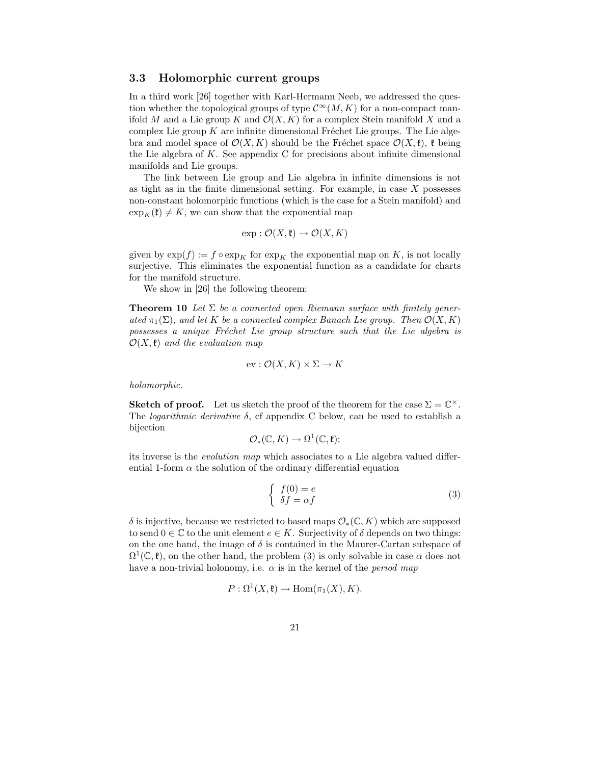### 3.3 Holomorphic current groups

In a third work [26] together with Karl-Hermann Neeb, we addressed the question whether the topological groups of type $\mathcal{C}^\infty(M,K)$ for a non-compact manifold $M$ and a Lie group $K$ and $\mathcal{O}(X,K)$ for a complex Stein manifold $X$ and a complex Lie group $K$ are infinite dimensional Fréchet Lie groups. The Lie algebra and model space of $\mathcal{O}(X,K)$ should be the Fréchet space $\mathcal{O}(X,\mathfrak{k})$, $\mathfrak{k}$ being the Lie algebra of $K$. See appendix C for precisions about infinite dimensional manifolds and Lie groups.

The link between Lie group and Lie algebra in infinite dimensions is not as tight as in the finite dimensional setting. For example, in case $X$ possesses non-constant holomorphic functions (which is the case for a Stein manifold) and $\exp_K(\mathfrak{k}) \neq K$, we can show that the exponential map

$$\exp : \mathcal{O}(X,\mathfrak{k}) \to \mathcal{O}(X,K)$$

given by $\exp(f) := f \circ \exp_K$ for $\exp_K$ the exponential map on $K$, is not locally surjective. This eliminates the exponential function as a candidate for charts for the manifold structure.

We show in [26] the following theorem:

**Theorem 10** *Let $\Sigma$ be a connected open Riemann surface with finitely generated $\pi_1(\Sigma)$, and let $K$ be a connected complex Banach Lie group. Then $\mathcal{O}(X,K)$ possesses a unique Fréchet Lie group structure such that the Lie algebra is $\mathcal{O}(X,\mathfrak{k})$ and the evaluation map*

$$\mathrm{ev} : \mathcal{O}(X,K) \times \Sigma \to K$$

*holomorphic.*

**Sketch of proof.** Let us sketch the proof of the theorem for the case $\Sigma = \mathbb{C}^\times$. The *logarithmic derivative* $\delta$, cf appendix C below, can be used to establish a bijection

$$\mathcal{O}_*(\mathbb{C},K) \to \Omega^1(\mathbb{C},\mathfrak{k});$$

its inverse is the *evolution map* which associates to a Lie algebra valued differential 1-form $\alpha$ the solution of the ordinary differential equation

$$\left\{ \begin{array}{l} f(0) = e \\ \delta f = \alpha f \end{array} \right. \tag{3}$$

$\delta$ is injective, because we restricted to based maps $\mathcal{O}_*(\mathbb{C},K)$ which are supposed to send $0 \in \mathbb{C}$ to the unit element $e \in K$. Surjectivity of $\delta$ depends on two things: on the one hand, the image of $\delta$ is contained in the Maurer-Cartan subspace of $\Omega^1(\mathbb{C},\mathfrak{k})$, on the other hand, the problem (3) is only solvable in case $\alpha$ does not have a non-trivial holonomy, i.e. $\alpha$ is in the kernel of the *period map*

$$P : \Omega^1(X,\mathfrak{k}) \to \mathrm{Hom}(\pi_1(X),K).$$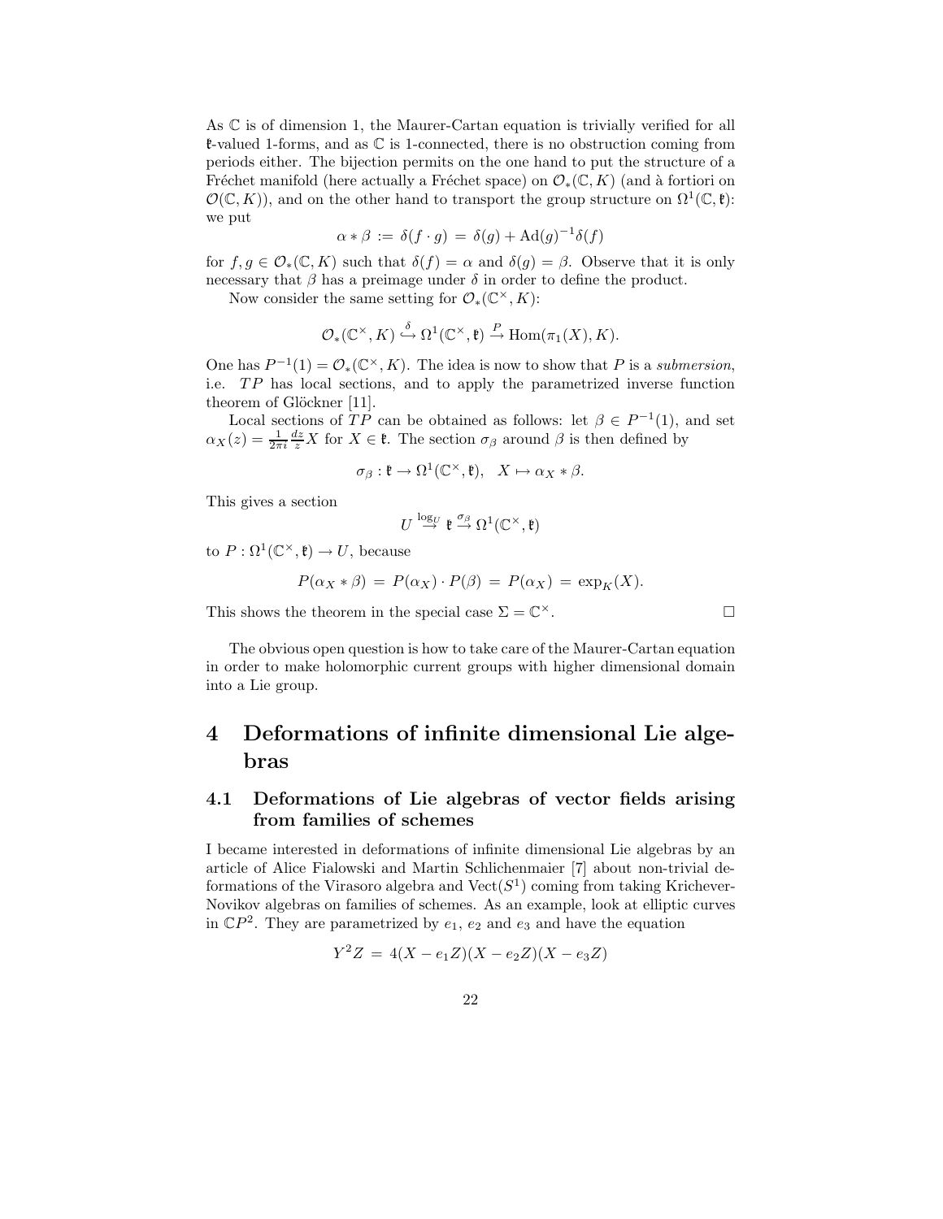As $\mathbb{C}$ is of dimension 1, the Maurer-Cartan equation is trivially verified for all $\mathfrak{k}$-valued 1-forms, and as $\mathbb{C}$ is 1-connected, there is no obstruction coming from periods either. The bijection permits on the one hand to put the structure of a Fréchet manifold (here actually a Fréchet space) on $\mathcal{O}_*(\mathbb{C}, K)$ (and à fortiori on $\mathcal{O}(\mathbb{C}, K)$), and on the other hand to transport the group structure on $\Omega^1(\mathbb{C}, \mathfrak{k})$: we put

$$\alpha * \beta := \delta(f \cdot g) = \delta(g) + \mathrm{Ad}(g)^{-1}\delta(f)$$

for $f, g \in \mathcal{O}_*(\mathbb{C}, K)$ such that $\delta(f) = \alpha$ and $\delta(g) = \beta$. Observe that it is only necessary that $\beta$ has a preimage under $\delta$ in order to define the product.

Now consider the same setting for $\mathcal{O}_*(\mathbb{C}^\times, K)$:

$$\mathcal{O}_*(\mathbb{C}^\times, K) \stackrel{\delta}{\hookrightarrow} \Omega^1(\mathbb{C}^\times, \mathfrak{k}) \stackrel{P}{\to} \mathrm{Hom}(\pi_1(X), K).$$

One has $P^{-1}(1) = \mathcal{O}_*(\mathbb{C}^\times, K)$. The idea is now to show that $P$ is a *submersion*, i.e. $TP$ has local sections, and to apply the parametrized inverse function theorem of Glöckner [11].

Local sections of $TP$ can be obtained as follows: let $\beta \in P^{-1}(1)$, and set $\alpha_X(z) = \frac{1}{2\pi i}\frac{dz}{z}X$ for $X \in \mathfrak{k}$. The section $\sigma_\beta$ around $\beta$ is then defined by

$$\sigma_\beta : \mathfrak{k} \to \Omega^1(\mathbb{C}^\times, \mathfrak{k}), \quad X \mapsto \alpha_X * \beta.$$

This gives a section

$$U \stackrel{\log_U}{\to} \mathfrak{k} \stackrel{\sigma_\beta}{\to} \Omega^1(\mathbb{C}^\times, \mathfrak{k})$$

to $P : \Omega^1(\mathbb{C}^\times, \mathfrak{k}) \to U$, because

$$P(\alpha_X * \beta) = P(\alpha_X) \cdot P(\beta) = P(\alpha_X) = \exp_K(X).$$

This shows the theorem in the special case $\Sigma = \mathbb{C}^\times$. □

The obvious open question is how to take care of the Maurer-Cartan equation in order to make holomorphic current groups with higher dimensional domain into a Lie group.

# 4 Deformations of infinite dimensional Lie algebras

## 4.1 Deformations of Lie algebras of vector fields arising from families of schemes

I became interested in deformations of infinite dimensional Lie algebras by an article of Alice Fialowski and Martin Schlichenmaier [7] about non-trivial deformations of the Virasoro algebra and $\mathrm{Vect}(S^1)$ coming from taking Krichever-Novikov algebras on families of schemes. As an example, look at elliptic curves in $\mathbb{C}P^2$. They are parametrized by $e_1$, $e_2$ and $e_3$ and have the equation

$$Y^2 Z = 4(X - e_1 Z)(X - e_2 Z)(X - e_3 Z)$$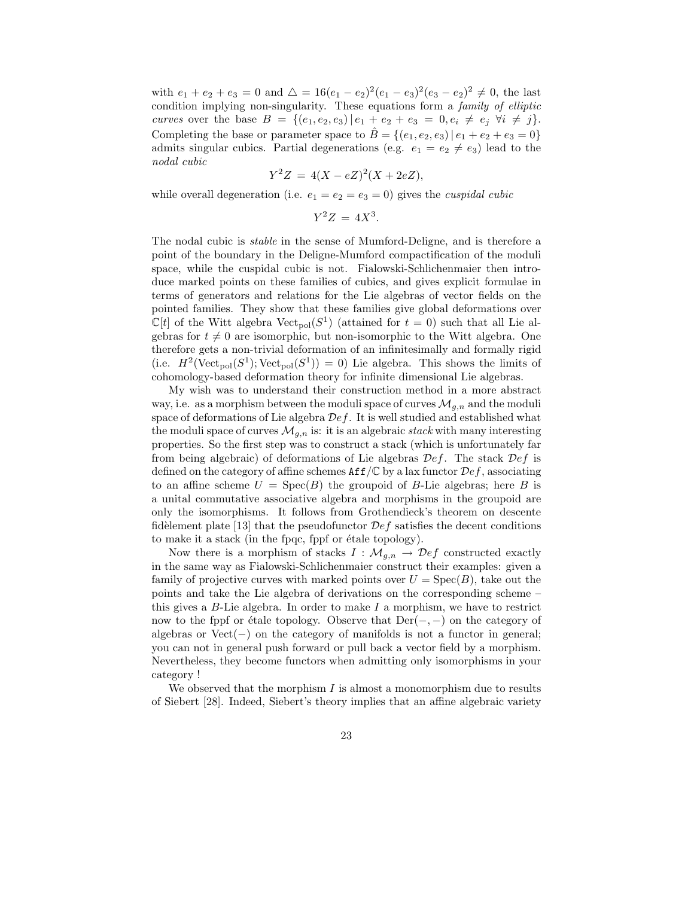with $e_1 + e_2 + e_3 = 0$ and $\triangle = 16(e_1 - e_2)^2(e_1 - e_3)^2(e_3 - e_2)^2 \neq 0$, the last condition implying non-singularity. These equations form a *family of elliptic curves* over the base $B = \{(e_1, e_2, e_3) \,|\, e_1 + e_2 + e_3 = 0, e_i \neq e_j \ \forall i \neq j\}$. Completing the base or parameter space to $\hat{B} = \{(e_1, e_2, e_3) \,|\, e_1 + e_2 + e_3 = 0\}$ admits singular cubics. Partial degenerations (e.g. $e_1 = e_2 \neq e_3$) lead to the *nodal cubic*

$$Y^2 Z \,=\, 4(X - eZ)^2(X + 2eZ),$$

while overall degeneration (i.e. $e_1 = e_2 = e_3 = 0$) gives the *cuspidal cubic*

$$Y^2 Z \,=\, 4X^3.$$

The nodal cubic is *stable* in the sense of Mumford-Deligne, and is therefore a point of the boundary in the Deligne-Mumford compactification of the moduli space, while the cuspidal cubic is not. Fialowski-Schlichenmaier then introduce marked points on these families of cubics, and gives explicit formulae in terms of generators and relations for the Lie algebras of vector fields on the pointed families. They show that these families give global deformations over $\mathbb{C}[t]$ of the Witt algebra $\mathrm{Vect}_{\mathrm{pol}}(S^1)$ (attained for $t = 0$) such that all Lie algebras for $t \neq 0$ are isomorphic, but non-isomorphic to the Witt algebra. One therefore gets a non-trivial deformation of an infinitesimally and formally rigid (i.e. $H^2(\mathrm{Vect}_{\mathrm{pol}}(S^1); \mathrm{Vect}_{\mathrm{pol}}(S^1)) = 0$) Lie algebra. This shows the limits of cohomology-based deformation theory for infinite dimensional Lie algebras.

My wish was to understand their construction method in a more abstract way, i.e. as a morphism between the moduli space of curves $\mathcal{M}_{g,n}$ and the moduli space of deformations of Lie algebra $\mathcal{D}ef$. It is well studied and established what the moduli space of curves $\mathcal{M}_{g,n}$ is: it is an algebraic *stack* with many interesting properties. So the first step was to construct a stack (which is unfortunately far from being algebraic) of deformations of Lie algebras $\mathcal{D}ef$. The stack $\mathcal{D}ef$ is defined on the category of affine schemes $\mathtt{Aff}/\mathbb{C}$ by a lax functor $\mathcal{D}ef$, associating to an affine scheme $U = \mathrm{Spec}(B)$ the groupoid of $B$-Lie algebras; here $B$ is a unital commutative associative algebra and morphisms in the groupoid are only the isomorphisms. It follows from Grothendieck's theorem on descente fidèlement plate [13] that the pseudofunctor $\mathcal{D}ef$ satisfies the decent conditions to make it a stack (in the fpqc, fppf or étale topology).

Now there is a morphism of stacks $I : \mathcal{M}_{g,n} \to \mathcal{D}ef$ constructed exactly in the same way as Fialowski-Schlichenmaier construct their examples: given a family of projective curves with marked points over $U = \mathrm{Spec}(B)$, take out the points and take the Lie algebra of derivations on the corresponding scheme – this gives a $B$-Lie algebra. In order to make $I$ a morphism, we have to restrict now to the fppf or étale topology. Observe that $\mathrm{Der}(-,-)$ on the category of algebras or $\mathrm{Vect}(-)$ on the category of manifolds is not a functor in general; you can not in general push forward or pull back a vector field by a morphism. Nevertheless, they become functors when admitting only isomorphisms in your category !

We observed that the morphism $I$ is almost a monomorphism due to results of Siebert [28]. Indeed, Siebert's theory implies that an affine algebraic variety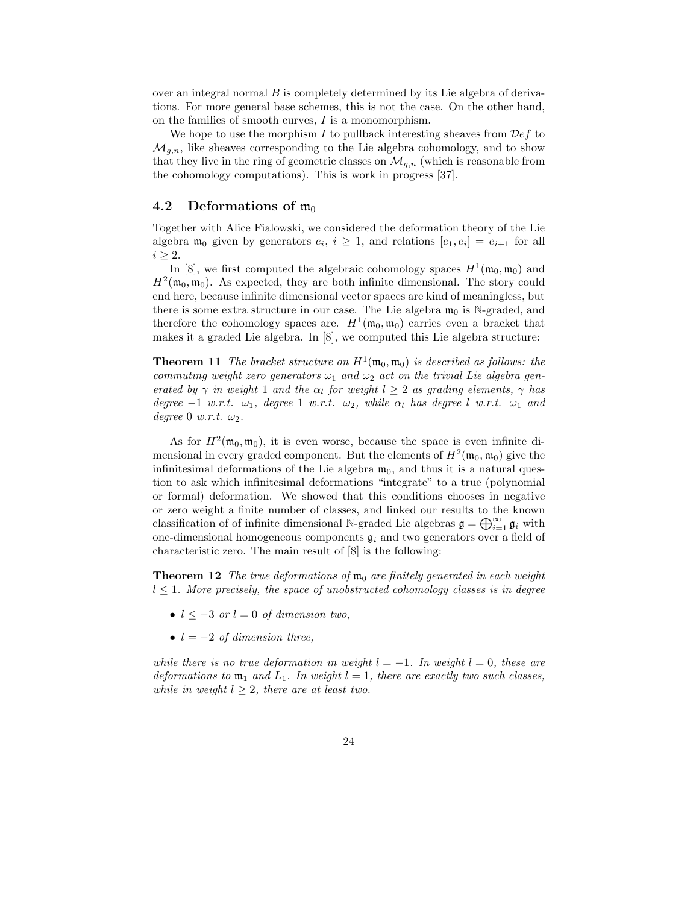over an integral normal $B$ is completely determined by its Lie algebra of derivations. For more general base schemes, this is not the case. On the other hand, on the families of smooth curves, $I$ is a monomorphism.

We hope to use the morphism $I$ to pullback interesting sheaves from $\mathcal{D}ef$ to $\mathcal{M}_{g,n}$, like sheaves corresponding to the Lie algebra cohomology, and to show that they live in the ring of geometric classes on $\mathcal{M}_{g,n}$ (which is reasonable from the cohomology computations). This is work in progress [37].

## 4.2 Deformations of $\mathfrak{m}_0$

Together with Alice Fialowski, we considered the deformation theory of the Lie algebra $\mathfrak{m}_0$ given by generators $e_i$, $i \geq 1$, and relations $[e_1, e_i] = e_{i+1}$ for all $i \geq 2$.

In [8], we first computed the algebraic cohomology spaces $H^1(\mathfrak{m}_0, \mathfrak{m}_0)$ and $H^2(\mathfrak{m}_0, \mathfrak{m}_0)$. As expected, they are both infinite dimensional. The story could end here, because infinite dimensional vector spaces are kind of meaningless, but there is some extra structure in our case. The Lie algebra $\mathfrak{m}_0$ is $\mathbb{N}$-graded, and therefore the cohomology spaces are. $H^1(\mathfrak{m}_0, \mathfrak{m}_0)$ carries even a bracket that makes it a graded Lie algebra. In [8], we computed this Lie algebra structure:

**Theorem 11** *The bracket structure on $H^1(\mathfrak{m}_0, \mathfrak{m}_0)$ is described as follows: the commuting weight zero generators $\omega_1$ and $\omega_2$ act on the trivial Lie algebra generated by $\gamma$ in weight 1 and the $\alpha_l$ for weight $l \geq 2$ as grading elements, $\gamma$ has degree $-1$ w.r.t. $\omega_1$, degree 1 w.r.t. $\omega_2$, while $\alpha_l$ has degree $l$ w.r.t. $\omega_1$ and degree 0 w.r.t. $\omega_2$.*

As for $H^2(\mathfrak{m}_0, \mathfrak{m}_0)$, it is even worse, because the space is even infinite dimensional in every graded component. But the elements of $H^2(\mathfrak{m}_0, \mathfrak{m}_0)$ give the infinitesimal deformations of the Lie algebra $\mathfrak{m}_0$, and thus it is a natural question to ask which infinitesimal deformations "integrate" to a true (polynomial or formal) deformation. We showed that this conditions chooses in negative or zero weight a finite number of classes, and linked our results to the known classification of of infinite dimensional $\mathbb{N}$-graded Lie algebras $\mathfrak{g} = \bigoplus_{i=1}^{\infty} \mathfrak{g}_i$ with one-dimensional homogeneous components $\mathfrak{g}_i$ and two generators over a field of characteristic zero. The main result of [8] is the following:

**Theorem 12** *The true deformations of $\mathfrak{m}_0$ are finitely generated in each weight $l \leq 1$. More precisely, the space of unobstructed cohomology classes is in degree*

- *$l \leq -3$ or $l = 0$ of dimension two,*
- *$l = -2$ of dimension three,*

*while there is no true deformation in weight $l = -1$. In weight $l = 0$, these are deformations to $\mathfrak{m}_1$ and $L_1$. In weight $l = 1$, there are exactly two such classes, while in weight $l \geq 2$, there are at least two.*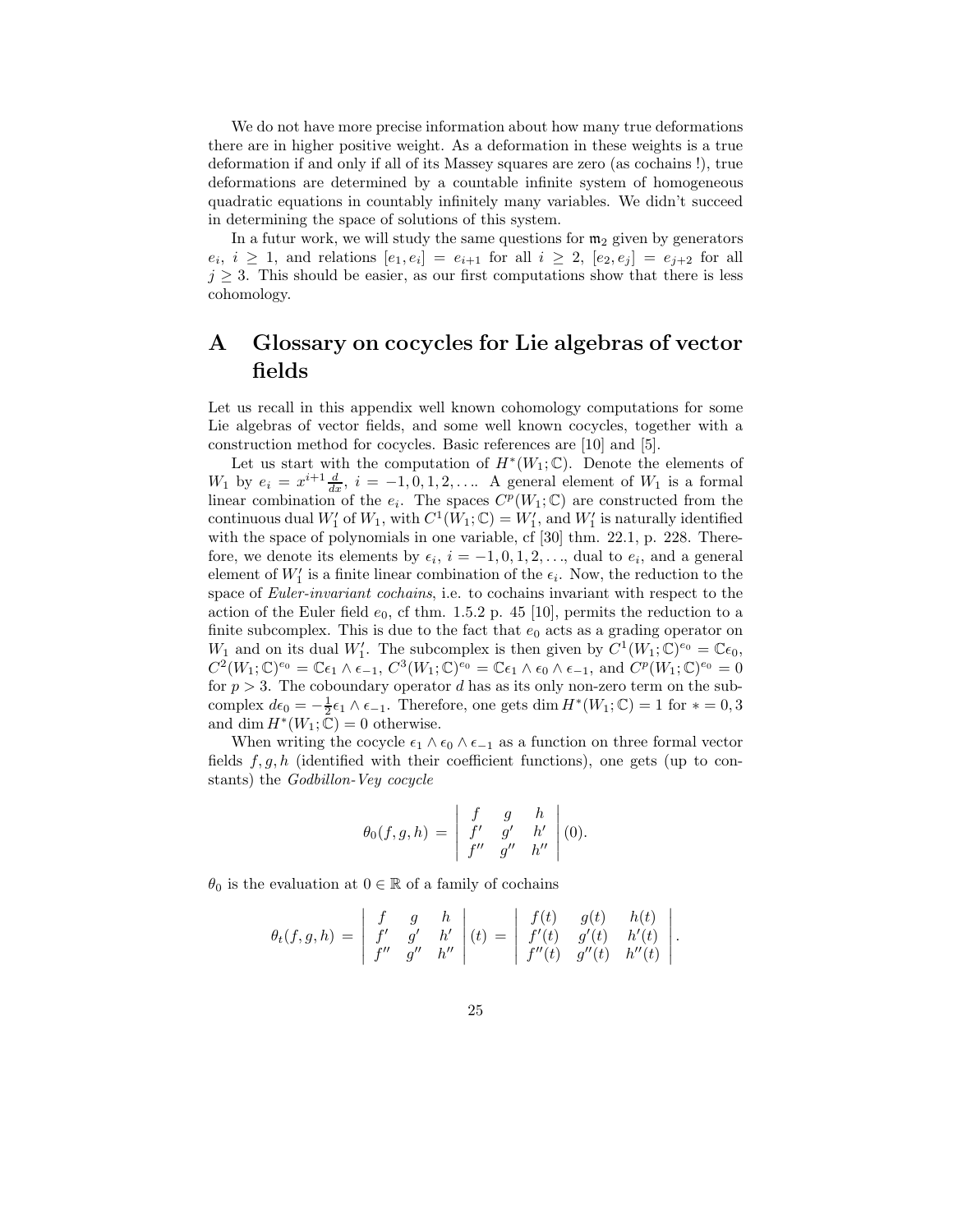We do not have more precise information about how many true deformations there are in higher positive weight. As a deformation in these weights is a true deformation if and only if all of its Massey squares are zero (as cochains !), true deformations are determined by a countable infinite system of homogeneous quadratic equations in countably infinitely many variables. We didn't succeed in determining the space of solutions of this system.

In a futur work, we will study the same questions for $\mathfrak{m}_2$ given by generators $e_i$, $i \geq 1$, and relations $[e_1, e_i] = e_{i+1}$ for all $i \geq 2$, $[e_2, e_j] = e_{j+2}$ for all $j \geq 3$. This should be easier, as our first computations show that there is less cohomology.

# A Glossary on cocycles for Lie algebras of vector fields

Let us recall in this appendix well known cohomology computations for some Lie algebras of vector fields, and some well known cocycles, together with a construction method for cocycles. Basic references are [10] and [5].

Let us start with the computation of $H^*(W_1;\mathbb{C})$. Denote the elements of $W_1$ by $e_i = x^{i+1}\frac{d}{dx}$, $i = -1, 0, 1, 2, \ldots$. A general element of $W_1$ is a formal linear combination of the $e_i$. The spaces $C^p(W_1;\mathbb{C})$ are constructed from the continuous dual $W_1'$ of $W_1$, with $C^1(W_1;\mathbb{C}) = W_1'$, and $W_1'$ is naturally identified with the space of polynomials in one variable, cf [30] thm. 22.1, p. 228. Therefore, we denote its elements by $\epsilon_i$, $i = -1, 0, 1, 2, \ldots$, dual to $e_i$, and a general element of $W_1'$ is a finite linear combination of the $\epsilon_i$. Now, the reduction to the space of *Euler-invariant cochains*, i.e. to cochains invariant with respect to the action of the Euler field $e_0$, cf thm. 1.5.2 p. 45 [10], permits the reduction to a finite subcomplex. This is due to the fact that $e_0$ acts as a grading operator on $W_1$ and on its dual $W_1'$. The subcomplex is then given by $C^1(W_1;\mathbb{C})^{e_0} = \mathbb{C}\epsilon_0$, $C^2(W_1;\mathbb{C})^{e_0} = \mathbb{C}\epsilon_1 \wedge \epsilon_{-1}$, $C^3(W_1;\mathbb{C})^{e_0} = \mathbb{C}\epsilon_1 \wedge \epsilon_0 \wedge \epsilon_{-1}$, and $C^p(W_1;\mathbb{C})^{e_0} = 0$ for $p > 3$. The coboundary operator $d$ has as its only non-zero term on the subcomplex $d\epsilon_0 = -\frac{1}{2}\epsilon_1 \wedge \epsilon_{-1}$. Therefore, one gets $\dim H^*(W_1;\mathbb{C}) = 1$ for $* = 0, 3$ and $\dim H^*(W_1;\mathbb{C}) = 0$ otherwise.

When writing the cocycle $\epsilon_1 \wedge \epsilon_0 \wedge \epsilon_{-1}$ as a function on three formal vector fields $f, g, h$ (identified with their coefficient functions), one gets (up to constants) the *Godbillon-Vey cocycle*

$$\theta_0(f,g,h) = \begin{vmatrix} f & g & h \\ f' & g' & h' \\ f'' & g'' & h'' \end{vmatrix}(0).$$

$\theta_0$ is the evaluation at $0 \in \mathbb{R}$ of a family of cochains

$$\theta_t(f,g,h) = \begin{vmatrix} f & g & h \\ f' & g' & h' \\ f'' & g'' & h'' \end{vmatrix}(t) = \begin{vmatrix} f(t) & g(t) & h(t) \\ f'(t) & g'(t) & h'(t) \\ f''(t) & g''(t) & h''(t) \end{vmatrix}.$$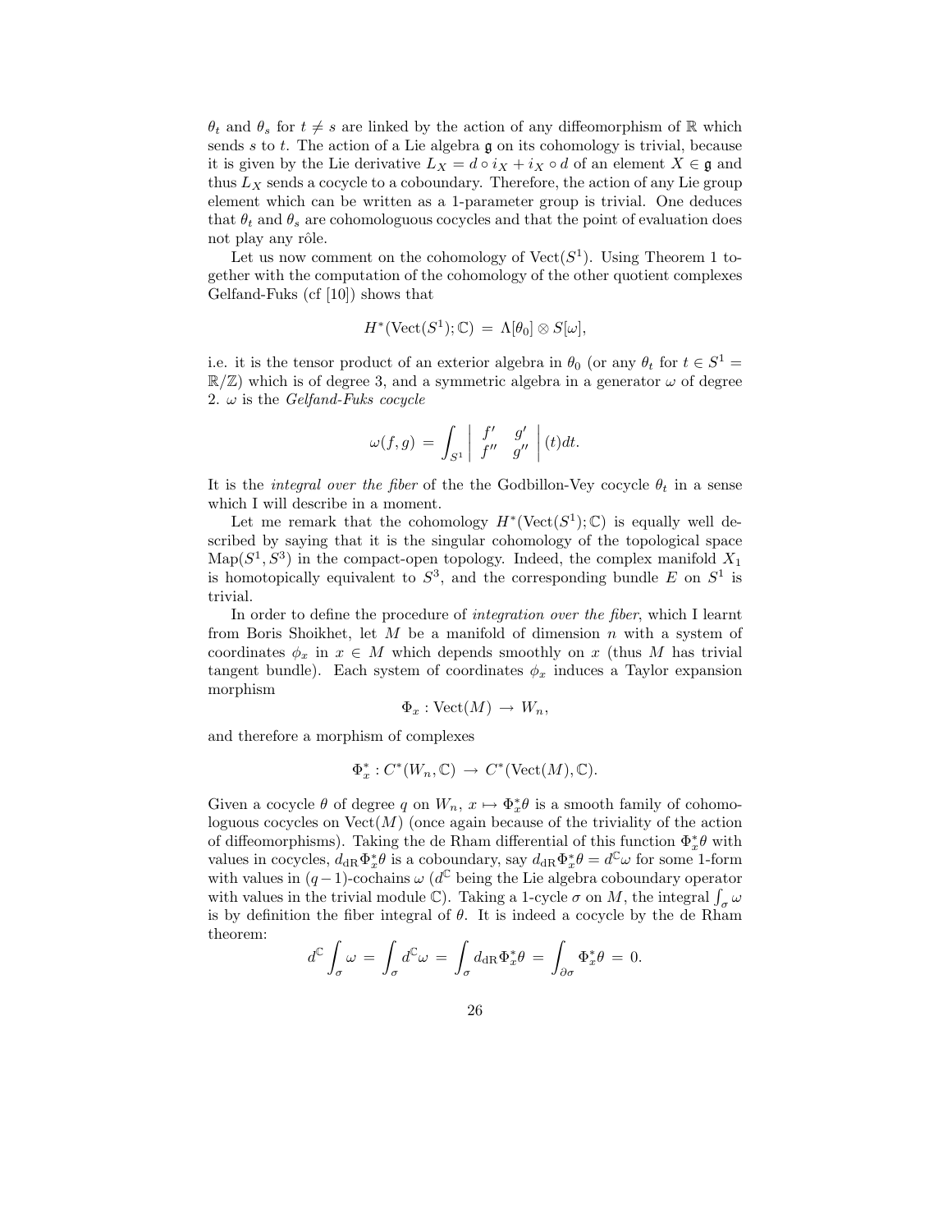$\theta_t$ and $\theta_s$ for $t \neq s$ are linked by the action of any diffeomorphism of $\mathbb{R}$ which sends $s$ to $t$. The action of a Lie algebra $\mathfrak{g}$ on its cohomology is trivial, because it is given by the Lie derivative $L_X = d \circ i_X + i_X \circ d$ of an element $X \in \mathfrak{g}$ and thus $L_X$ sends a cocycle to a coboundary. Therefore, the action of any Lie group element which can be written as a 1-parameter group is trivial. One deduces that $\theta_t$ and $\theta_s$ are cohomologuous cocycles and that the point of evaluation does not play any rôle.

Let us now comment on the cohomology of $\mathrm{Vect}(S^1)$. Using Theorem 1 together with the computation of the cohomology of the other quotient complexes Gelfand-Fuks (cf [10]) shows that

$$H^*(\mathrm{Vect}(S^1);\mathbb{C}) \,=\, \Lambda[\theta_0] \otimes S[\omega],$$

i.e. it is the tensor product of an exterior algebra in $\theta_0$ (or any $\theta_t$ for $t \in S^1 = \mathbb{R}/\mathbb{Z}$) which is of degree 3, and a symmetric algebra in a generator $\omega$ of degree 2. $\omega$ is the *Gelfand-Fuks cocycle*

$$\omega(f,g) \,=\, \int_{S^1} \left| \begin{array}{cc} f' & g' \\ f'' & g'' \end{array} \right| (t) dt.$$

It is the *integral over the fiber* of the the Godbillon-Vey cocycle $\theta_t$ in a sense which I will describe in a moment.

Let me remark that the cohomology $H^*(\mathrm{Vect}(S^1);\mathbb{C})$ is equally well described by saying that it is the singular cohomology of the topological space $\mathrm{Map}(S^1, S^3)$ in the compact-open topology. Indeed, the complex manifold $X_1$ is homotopically equivalent to $S^3$, and the corresponding bundle $E$ on $S^1$ is trivial.

In order to define the procedure of *integration over the fiber*, which I learnt from Boris Shoikhet, let $M$ be a manifold of dimension $n$ with a system of coordinates $\phi_x$ in $x \in M$ which depends smoothly on $x$ (thus $M$ has trivial tangent bundle). Each system of coordinates $\phi_x$ induces a Taylor expansion morphism

$$\Phi_x : \mathrm{Vect}(M) \,\to\, W_n,$$

and therefore a morphism of complexes

$$\Phi_x^* : C^*(W_n, \mathbb{C}) \,\to\, C^*(\mathrm{Vect}(M), \mathbb{C}).$$

Given a cocycle $\theta$ of degree $q$ on $W_n$, $x \mapsto \Phi_x^*\theta$ is a smooth family of cohomologuous cocycles on $\mathrm{Vect}(M)$ (once again because of the triviality of the action of diffeomorphisms). Taking the de Rham differential of this function $\Phi_x^*\theta$ with values in cocycles, $d_{\mathrm{dR}}\Phi_x^*\theta$ is a coboundary, say $d_{\mathrm{dR}}\Phi_x^*\theta = d^{\mathbb{C}}\omega$ for some 1-form with values in $(q-1)$-cochains $\omega$ ($d^{\mathbb{C}}$ being the Lie algebra coboundary operator with values in the trivial module $\mathbb{C}$). Taking a 1-cycle $\sigma$ on $M$, the integral $\int_\sigma \omega$ is by definition the fiber integral of $\theta$. It is indeed a cocycle by the de Rham theorem:

$$d^{\mathbb{C}} \int_\sigma \omega \,=\, \int_\sigma d^{\mathbb{C}}\omega \,=\, \int_\sigma d_{\mathrm{dR}}\Phi_x^*\theta \,=\, \int_{\partial\sigma} \Phi_x^*\theta \,=\, 0.$$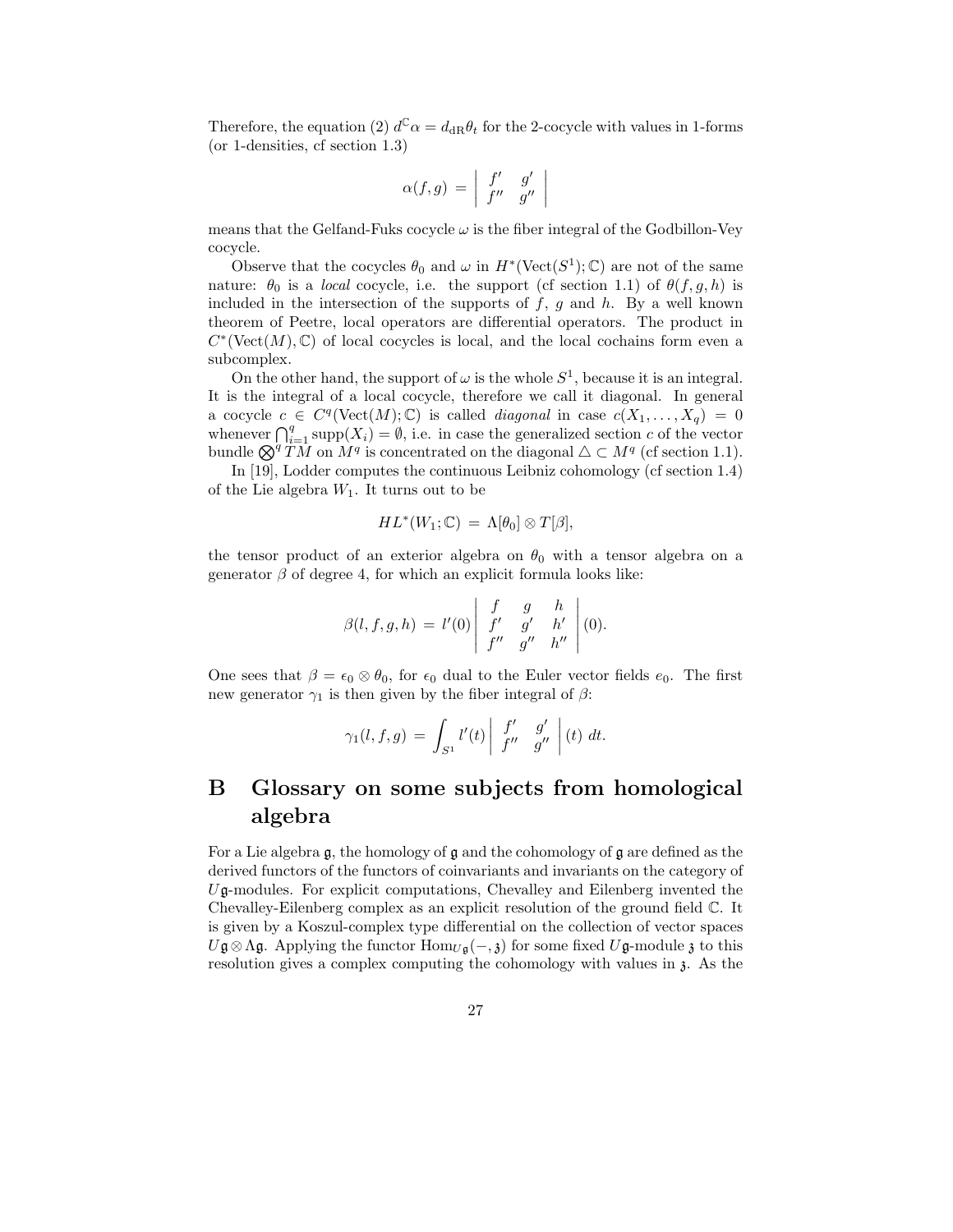Therefore, the equation (2) $d^{\mathbb{C}}\alpha = d_{\rm dR}\theta_t$ for the 2-cocycle with values in 1-forms (or 1-densities, cf section 1.3)

$$\alpha(f,g) \,=\, \left| \begin{array}{cc} f' & g' \\ f'' & g'' \end{array} \right|$$

means that the Gelfand-Fuks cocycle $\omega$ is the fiber integral of the Godbillon-Vey cocycle.

Observe that the cocycles $\theta_0$ and $\omega$ in $H^*({\rm Vect}(S^1);\mathbb{C})$ are not of the same nature: $\theta_0$ is a *local* cocycle, i.e. the support (cf section 1.1) of $\theta(f,g,h)$ is included in the intersection of the supports of $f$, $g$ and $h$. By a well known theorem of Peetre, local operators are differential operators. The product in $C^*({\rm Vect}(M),\mathbb{C})$ of local cocycles is local, and the local cochains form even a subcomplex.

On the other hand, the support of $\omega$ is the whole $S^1$, because it is an integral. It is the integral of a local cocycle, therefore we call it diagonal. In general a cocycle $c \in C^q({\rm Vect}(M);\mathbb{C})$ is called *diagonal* in case $c(X_1,\ldots,X_q) = 0$ whenever $\bigcap_{i=1}^q {\rm supp}(X_i) = \emptyset$, i.e. in case the generalized section $c$ of the vector bundle $\bigotimes^q TM$ on $M^q$ is concentrated on the diagonal $\triangle \subset M^q$ (cf section 1.1).

In [19], Lodder computes the continuous Leibniz cohomology (cf section 1.4) of the Lie algebra $W_1$. It turns out to be

$$HL^*(W_1;\mathbb{C}) \,=\, \Lambda[\theta_0]\otimes T[\beta],$$

the tensor product of an exterior algebra on $\theta_0$ with a tensor algebra on a generator $\beta$ of degree 4, for which an explicit formula looks like:

$$\beta(l,f,g,h) \,=\, l'(0)\left| \begin{array}{ccc} f & g & h \\ f' & g' & h' \\ f'' & g'' & h'' \end{array} \right|(0).$$

One sees that $\beta = \epsilon_0\otimes\theta_0$, for $\epsilon_0$ dual to the Euler vector fields $e_0$. The first new generator $\gamma_1$ is then given by the fiber integral of $\beta$:

$$\gamma_1(l,f,g) \,=\, \int_{S^1} l'(t)\left| \begin{array}{cc} f' & g' \\ f'' & g'' \end{array} \right|(t)\; dt.$$

# B Glossary on some subjects from homological algebra

For a Lie algebra $\mathfrak{g}$, the homology of $\mathfrak{g}$ and the cohomology of $\mathfrak{g}$ are defined as the derived functors of the functors of coinvariants and invariants on the category of $U\mathfrak{g}$-modules. For explicit computations, Chevalley and Eilenberg invented the Chevalley-Eilenberg complex as an explicit resolution of the ground field $\mathbb{C}$. It is given by a Koszul-complex type differential on the collection of vector spaces $U\mathfrak{g}\otimes\Lambda\mathfrak{g}$. Applying the functor ${\rm Hom}_{U\mathfrak{g}}(-,\mathfrak{z})$ for some fixed $U\mathfrak{g}$-module $\mathfrak{z}$ to this resolution gives a complex computing the cohomology with values in $\mathfrak{z}$. As the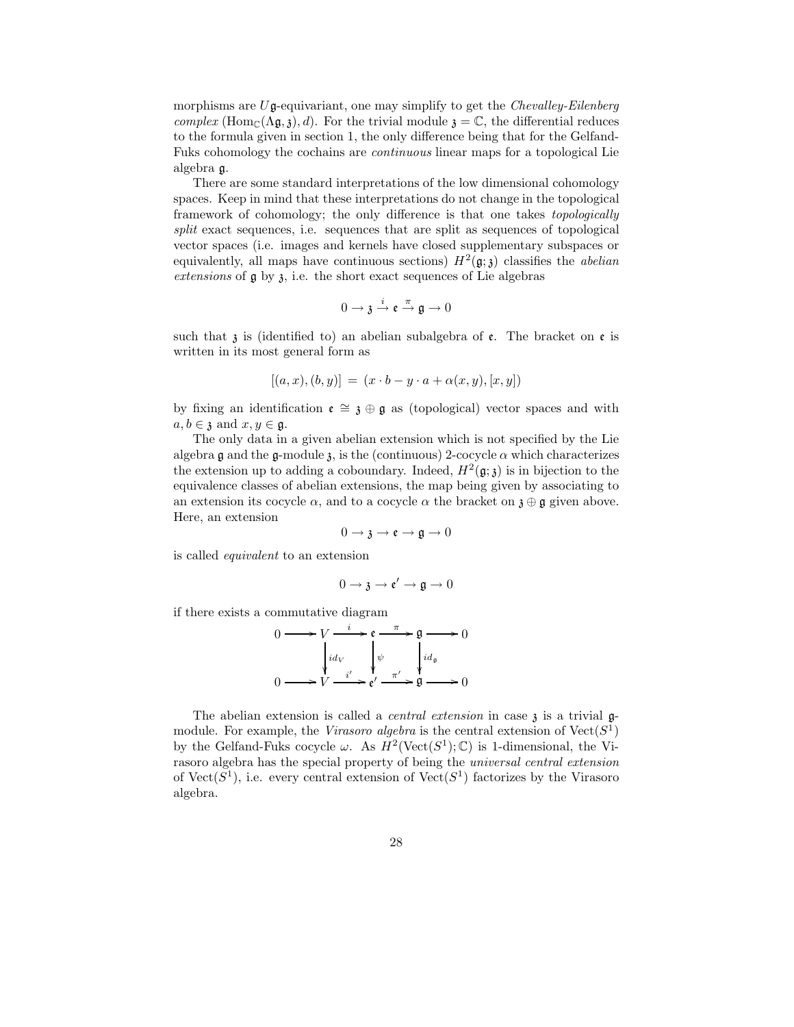morphisms are $U\mathfrak{g}$-equivariant, one may simplify to get the *Chevalley-Eilenberg complex* $(\mathrm{Hom}_{\mathbb{C}}(\Lambda\mathfrak{g},\mathfrak{z}),d)$. For the trivial module $\mathfrak{z}=\mathbb{C}$, the differential reduces to the formula given in section 1, the only difference being that for the Gelfand-Fuks cohomology the cochains are *continuous* linear maps for a topological Lie algebra $\mathfrak{g}$.

There are some standard interpretations of the low dimensional cohomology spaces. Keep in mind that these interpretations do not change in the topological framework of cohomology; the only difference is that one takes *topologically split* exact sequences, i.e. sequences that are split as sequences of topological vector spaces (i.e. images and kernels have closed supplementary subspaces or equivalently, all maps have continuous sections) $H^2(\mathfrak{g};\mathfrak{z})$ classifies the *abelian extensions* of $\mathfrak{g}$ by $\mathfrak{z}$, i.e. the short exact sequences of Lie algebras

$$0\to\mathfrak{z}\xrightarrow{i}\mathfrak{e}\xrightarrow{\pi}\mathfrak{g}\to 0$$

such that $\mathfrak{z}$ is (identified to) an abelian subalgebra of $\mathfrak{e}$. The bracket on $\mathfrak{e}$ is written in its most general form as

$$[(a,x),(b,y)]\;=\;(x\cdot b-y\cdot a+\alpha(x,y),[x,y])$$

by fixing an identification $\mathfrak{e}\cong\mathfrak{z}\oplus\mathfrak{g}$ as (topological) vector spaces and with $a,b\in\mathfrak{z}$ and $x,y\in\mathfrak{g}$.

The only data in a given abelian extension which is not specified by the Lie algebra $\mathfrak{g}$ and the $\mathfrak{g}$-module $\mathfrak{z}$, is the (continuous) 2-cocycle $\alpha$ which characterizes the extension up to adding a coboundary. Indeed, $H^2(\mathfrak{g};\mathfrak{z})$ is in bijection to the equivalence classes of abelian extensions, the map being given by associating to an extension its cocycle $\alpha$, and to a cocycle $\alpha$ the bracket on $\mathfrak{z}\oplus\mathfrak{g}$ given above. Here, an extension

$$0\to\mathfrak{z}\to\mathfrak{e}\to\mathfrak{g}\to 0$$

is called *equivalent* to an extension

$$0\to\mathfrak{z}\to\mathfrak{e}'\to\mathfrak{g}\to 0$$

if there exists a commutative diagram

$$\begin{array}{ccccccccc}
0 & \longrightarrow & V & \xrightarrow{i} & \mathfrak{e} & \xrightarrow{\pi} & \mathfrak{g} & \longrightarrow & 0\\
 & & \downarrow{\scriptstyle id_V} & & \downarrow{\scriptstyle \psi} & & \downarrow{\scriptstyle id_{\mathfrak{g}}} & & \\
0 & \longrightarrow & V & \xrightarrow{i'} & \mathfrak{e}' & \xrightarrow{\pi'} & \mathfrak{g} & \longrightarrow & 0
\end{array}$$

The abelian extension is called a *central extension* in case $\mathfrak{z}$ is a trivial $\mathfrak{g}$-module. For example, the *Virasoro algebra* is the central extension of $\mathrm{Vect}(S^1)$ by the Gelfand-Fuks cocycle $\omega$. As $H^2(\mathrm{Vect}(S^1);\mathbb{C})$ is 1-dimensional, the Virasoro algebra has the special property of being the *universal central extension* of $\mathrm{Vect}(S^1)$, i.e. every central extension of $\mathrm{Vect}(S^1)$ factorizes by the Virasoro algebra.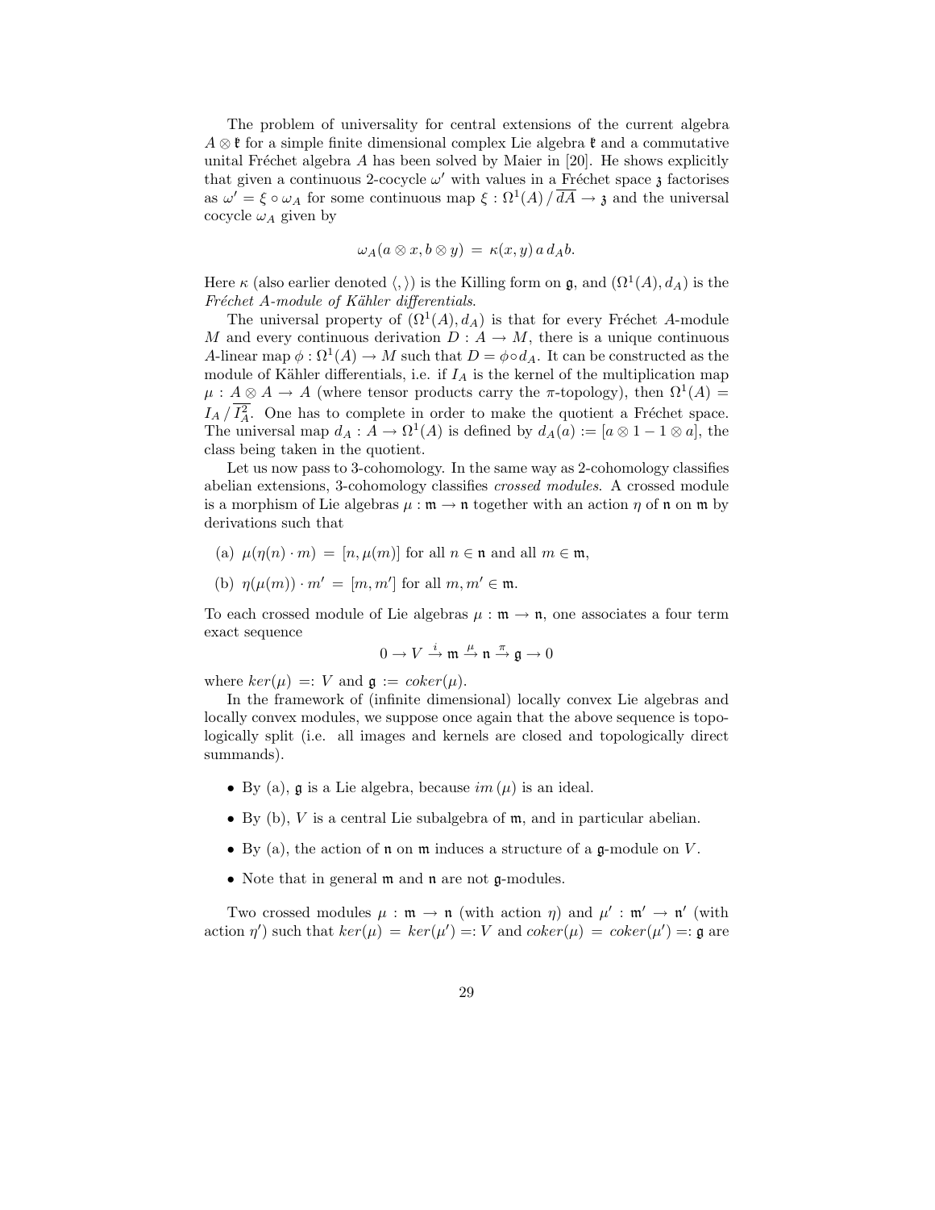The problem of universality for central extensions of the current algebra $A \otimes \mathfrak{k}$ for a simple finite dimensional complex Lie algebra $\mathfrak{k}$ and a commutative unital Fréchet algebra $A$ has been solved by Maier in [20]. He shows explicitly that given a continuous 2-cocycle $\omega'$ with values in a Fréchet space $\mathfrak{z}$ factorises as $\omega' = \xi \circ \omega_A$ for some continuous map $\xi : \Omega^1(A) \, / \, \overline{dA} \to \mathfrak{z}$ and the universal cocycle $\omega_A$ given by

$$\omega_A(a \otimes x, b \otimes y) \,=\, \kappa(x,y)\, a\, d_A b.$$

Here $\kappa$ (also earlier denoted $\langle , \rangle$) is the Killing form on $\mathfrak{g}$, and $(\Omega^1(A), d_A)$ is the *Fréchet $A$-module of Kähler differentials*.

The universal property of $(\Omega^1(A), d_A)$ is that for every Fréchet $A$-module $M$ and every continuous derivation $D : A \to M$, there is a unique continuous $A$-linear map $\phi : \Omega^1(A) \to M$ such that $D = \phi \circ d_A$. It can be constructed as the module of Kähler differentials, i.e. if $I_A$ is the kernel of the multiplication map $\mu : A \otimes A \to A$ (where tensor products carry the $\pi$-topology), then $\Omega^1(A) = I_A \, / \, \overline{I_A^2}$. One has to complete in order to make the quotient a Fréchet space. The universal map $d_A : A \to \Omega^1(A)$ is defined by $d_A(a) := [a \otimes 1 - 1 \otimes a]$, the class being taken in the quotient.

Let us now pass to 3-cohomology. In the same way as 2-cohomology classifies abelian extensions, 3-cohomology classifies *crossed modules*. A crossed module is a morphism of Lie algebras $\mu : \mathfrak{m} \to \mathfrak{n}$ together with an action $\eta$ of $\mathfrak{n}$ on $\mathfrak{m}$ by derivations such that

(a) $\mu(\eta(n) \cdot m) \,=\, [n, \mu(m)]$ for all $n \in \mathfrak{n}$ and all $m \in \mathfrak{m}$,

(b) $\eta(\mu(m)) \cdot m' \,=\, [m, m']$ for all $m, m' \in \mathfrak{m}$.

To each crossed module of Lie algebras $\mu : \mathfrak{m} \to \mathfrak{n}$, one associates a four term exact sequence

$$0 \to V \xrightarrow{i} \mathfrak{m} \xrightarrow{\mu} \mathfrak{n} \xrightarrow{\pi} \mathfrak{g} \to 0$$

where $ker(\mu) =: V$ and $\mathfrak{g} := coker(\mu)$.

In the framework of (infinite dimensional) locally convex Lie algebras and locally convex modules, we suppose once again that the above sequence is topologically split (i.e. all images and kernels are closed and topologically direct summands).

- By (a), $\mathfrak{g}$ is a Lie algebra, because $im\,(\mu)$ is an ideal.
- By (b), $V$ is a central Lie subalgebra of $\mathfrak{m}$, and in particular abelian.
- By (a), the action of $\mathfrak{n}$ on $\mathfrak{m}$ induces a structure of a $\mathfrak{g}$-module on $V$.
- Note that in general $\mathfrak{m}$ and $\mathfrak{n}$ are not $\mathfrak{g}$-modules.

Two crossed modules $\mu : \mathfrak{m} \to \mathfrak{n}$ (with action $\eta$) and $\mu' : \mathfrak{m}' \to \mathfrak{n}'$ (with action $\eta'$) such that $ker(\mu) \,=\, ker(\mu') =: V$ and $coker(\mu) \,=\, coker(\mu') =: \mathfrak{g}$ are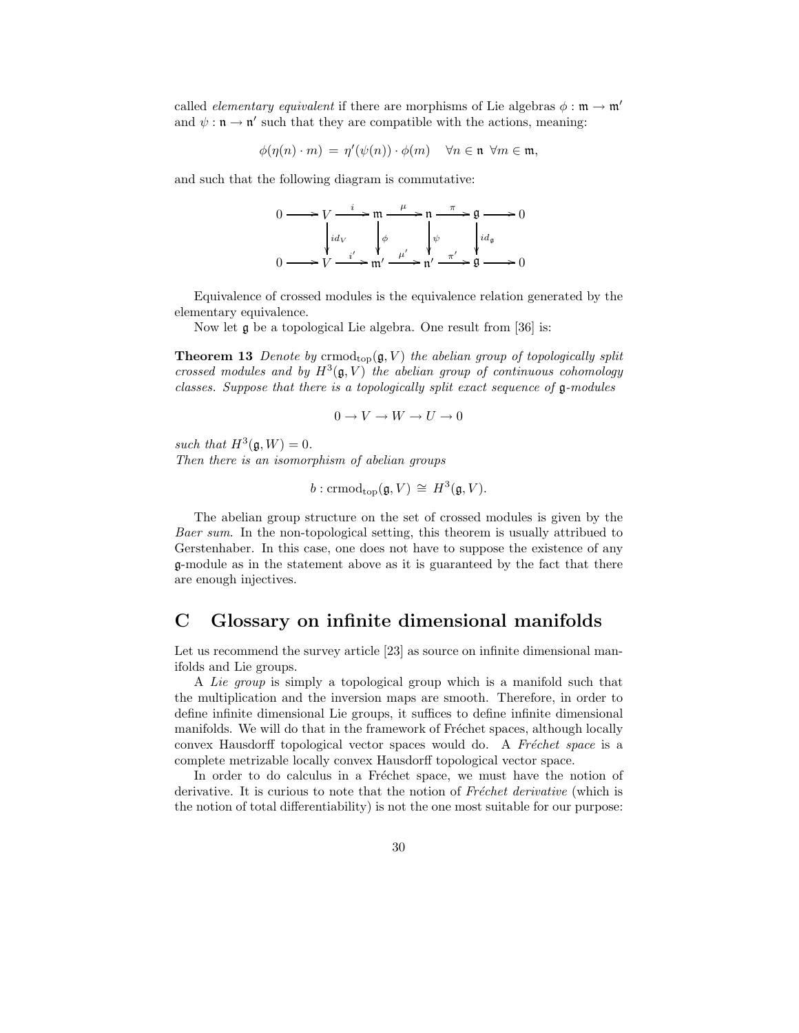called *elementary equivalent* if there are morphisms of Lie algebras $\phi : \mathfrak{m} \to \mathfrak{m}'$ and $\psi : \mathfrak{n} \to \mathfrak{n}'$ such that they are compatible with the actions, meaning:

$$\phi(\eta(n) \cdot m) \,=\, \eta'(\psi(n)) \cdot \phi(m) \quad \forall n \in \mathfrak{n} \;\; \forall m \in \mathfrak{m},$$

and such that the following diagram is commutative:

$$\begin{array}{ccccccccccc}
0 & \longrightarrow & V & \xrightarrow{\;i\;} & \mathfrak{m} & \xrightarrow{\;\mu\;} & \mathfrak{n} & \xrightarrow{\;\pi\;} & \mathfrak{g} & \longrightarrow & 0 \\
 & & \Big\downarrow{\scriptstyle id_V} & & \Big\downarrow{\scriptstyle \phi} & & \Big\downarrow{\scriptstyle \psi} & & \Big\downarrow{\scriptstyle id_{\mathfrak{g}}} & & \\
0 & \longrightarrow & V & \xrightarrow{\;i'\;} & \mathfrak{m}' & \xrightarrow{\;\mu'\;} & \mathfrak{n}' & \xrightarrow{\;\pi'\;} & \mathfrak{g} & \longrightarrow & 0
\end{array}$$

Equivalence of crossed modules is the equivalence relation generated by the elementary equivalence.

Now let $\mathfrak{g}$ be a topological Lie algebra. One result from [36] is:

**Theorem 13** *Denote by* $\mathrm{crmod}_{\mathrm{top}}(\mathfrak{g}, V)$ *the abelian group of topologically split crossed modules and by* $H^3(\mathfrak{g}, V)$ *the abelian group of continuous cohomology classes. Suppose that there is a topologically split exact sequence of* $\mathfrak{g}$*-modules*

$$0 \to V \to W \to U \to 0$$

*such that* $H^3(\mathfrak{g}, W) = 0$.
*Then there is an isomorphism of abelian groups*

$$b : \mathrm{crmod}_{\mathrm{top}}(\mathfrak{g}, V) \,\cong\, H^3(\mathfrak{g}, V).$$

The abelian group structure on the set of crossed modules is given by the *Baer sum*. In the non-topological setting, this theorem is usually attribued to Gerstenhaber. In this case, one does not have to suppose the existence of any $\mathfrak{g}$-module as in the statement above as it is guaranteed by the fact that there are enough injectives.

# C Glossary on infinite dimensional manifolds

Let us recommend the survey article [23] as source on infinite dimensional manifolds and Lie groups.

A *Lie group* is simply a topological group which is a manifold such that the multiplication and the inversion maps are smooth. Therefore, in order to define infinite dimensional Lie groups, it suffices to define infinite dimensional manifolds. We will do that in the framework of Fréchet spaces, although locally convex Hausdorff topological vector spaces would do. A *Fréchet space* is a complete metrizable locally convex Hausdorff topological vector space.

In order to do calculus in a Fréchet space, we must have the notion of derivative. It is curious to note that the notion of *Fréchet derivative* (which is the notion of total differentiability) is not the one most suitable for our purpose: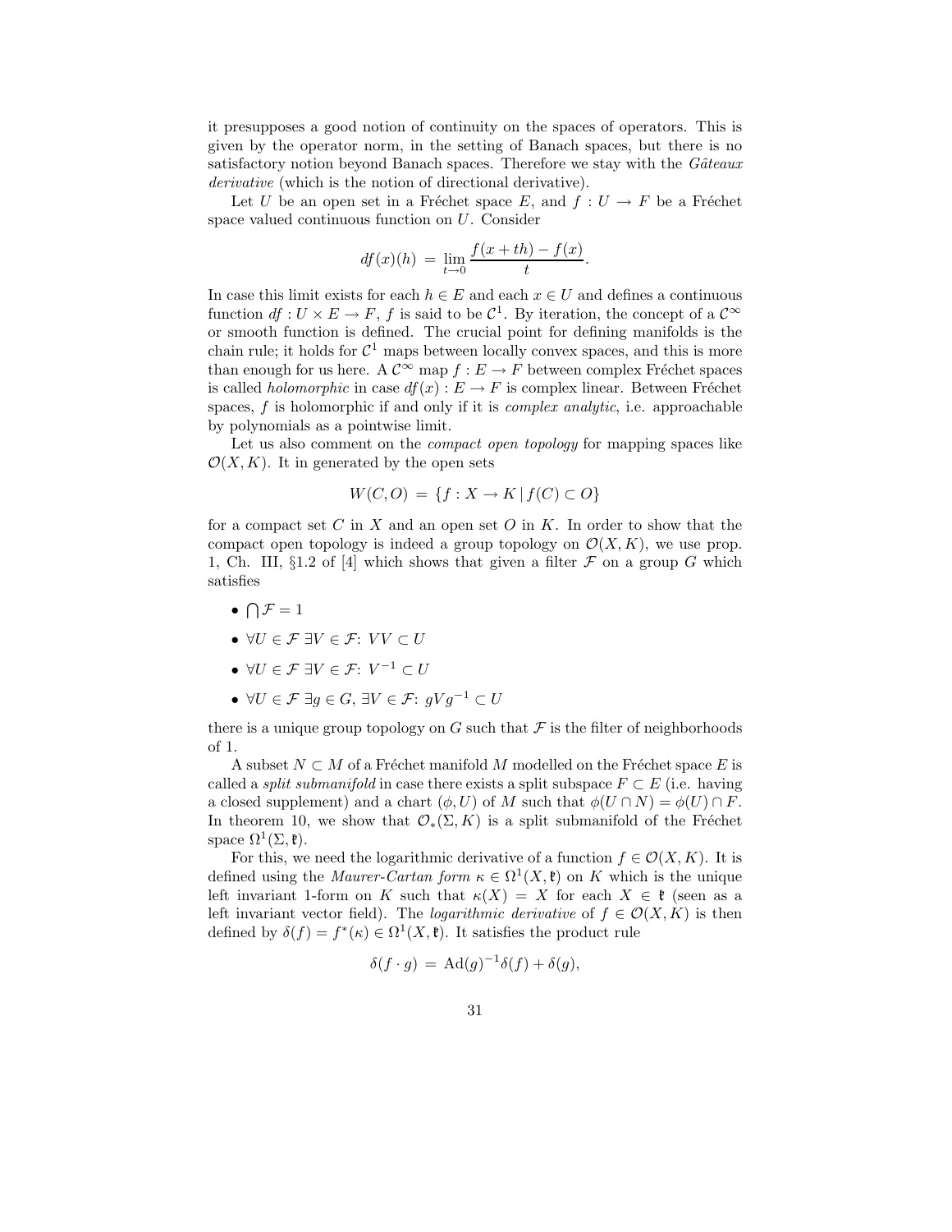it presupposes a good notion of continuity on the spaces of operators. This is given by the operator norm, in the setting of Banach spaces, but there is no satisfactory notion beyond Banach spaces. Therefore we stay with the *Gâteaux derivative* (which is the notion of directional derivative).

Let $U$ be an open set in a Fréchet space $E$, and $f : U \to F$ be a Fréchet space valued continuous function on $U$. Consider

$$df(x)(h) \;=\; \lim_{t\to 0} \frac{f(x+th)-f(x)}{t}.$$

In case this limit exists for each $h \in E$ and each $x \in U$ and defines a continuous function $df : U \times E \to F$, $f$ is said to be $\mathcal{C}^1$. By iteration, the concept of a $\mathcal{C}^\infty$ or smooth function is defined. The crucial point for defining manifolds is the chain rule; it holds for $\mathcal{C}^1$ maps between locally convex spaces, and this is more than enough for us here. A $\mathcal{C}^\infty$ map $f : E \to F$ between complex Fréchet spaces is called *holomorphic* in case $df(x) : E \to F$ is complex linear. Between Fréchet spaces, $f$ is holomorphic if and only if it is *complex analytic*, i.e. approachable by polynomials as a pointwise limit.

Let us also comment on the *compact open topology* for mapping spaces like $\mathcal{O}(X, K)$. It in generated by the open sets

$$W(C, O) \;=\; \{f : X \to K \,|\, f(C) \subset O\}$$

for a compact set $C$ in $X$ and an open set $O$ in $K$. In order to show that the compact open topology is indeed a group topology on $\mathcal{O}(X, K)$, we use prop. 1, Ch. III, §1.2 of [4] which shows that given a filter $\mathcal{F}$ on a group $G$ which satisfies

- $\bigcap \mathcal{F} = 1$
- $\forall U \in \mathcal{F}\; \exists V \in \mathcal{F}$: $VV \subset U$
- $\forall U \in \mathcal{F}\; \exists V \in \mathcal{F}$: $V^{-1} \subset U$
- $\forall U \in \mathcal{F}\; \exists g \in G$, $\exists V \in \mathcal{F}$: $gVg^{-1} \subset U$

there is a unique group topology on $G$ such that $\mathcal{F}$ is the filter of neighborhoods of 1.

A subset $N \subset M$ of a Fréchet manifold $M$ modelled on the Fréchet space $E$ is called a *split submanifold* in case there exists a split subspace $F \subset E$ (i.e. having a closed supplement) and a chart $(\phi, U)$ of $M$ such that $\phi(U \cap N) = \phi(U) \cap F$. In theorem 10, we show that $\mathcal{O}_*(\Sigma, K)$ is a split submanifold of the Fréchet space $\Omega^1(\Sigma, \mathfrak{k})$.

For this, we need the logarithmic derivative of a function $f \in \mathcal{O}(X, K)$. It is defined using the *Maurer-Cartan form* $\kappa \in \Omega^1(X, \mathfrak{k})$ on $K$ which is the unique left invariant 1-form on $K$ such that $\kappa(X) = X$ for each $X \in \mathfrak{k}$ (seen as a left invariant vector field). The *logarithmic derivative* of $f \in \mathcal{O}(X, K)$ is then defined by $\delta(f) = f^*(\kappa) \in \Omega^1(X, \mathfrak{k})$. It satisfies the product rule

$$\delta(f \cdot g) \;=\; \mathrm{Ad}(g)^{-1}\delta(f) + \delta(g),$$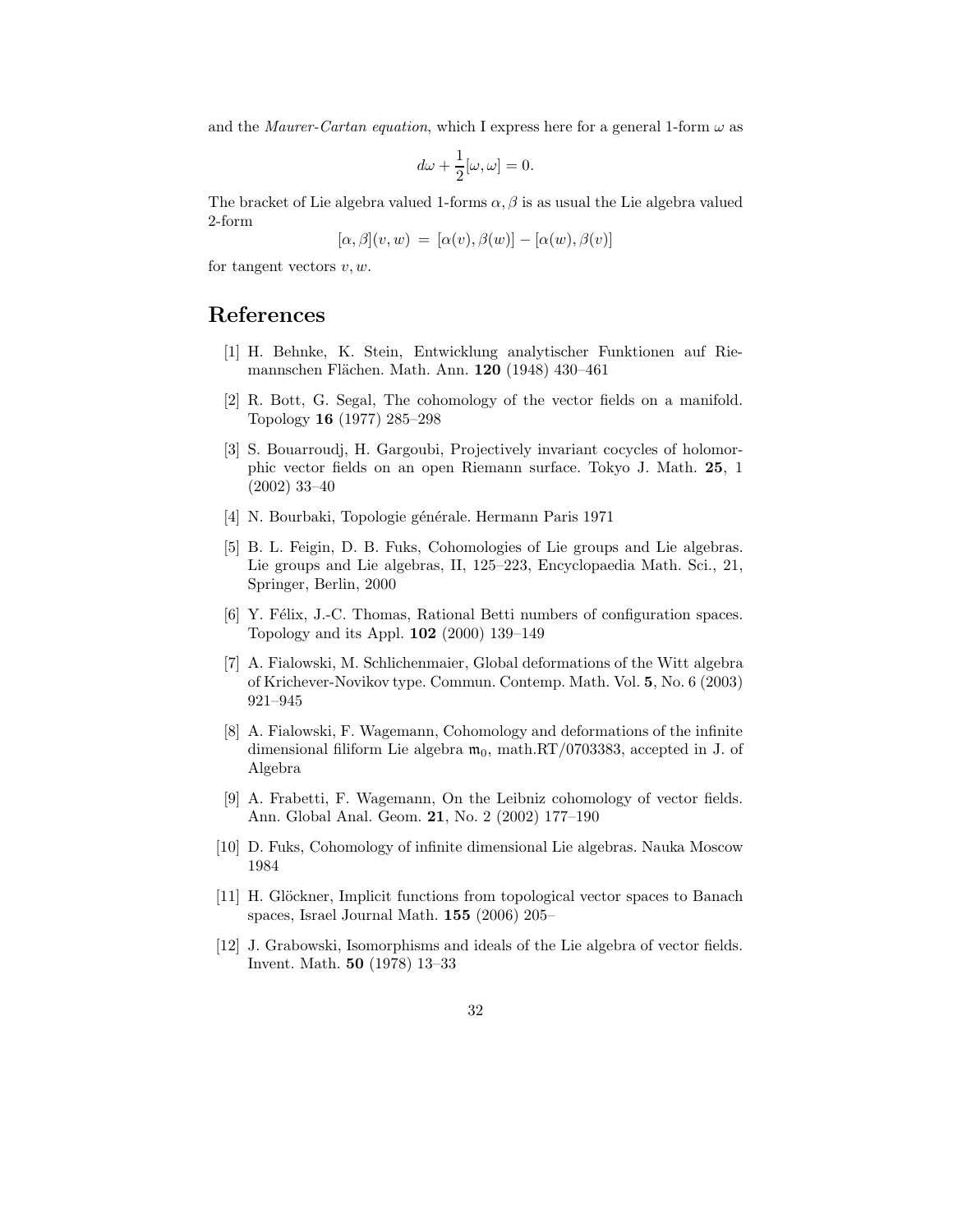and the *Maurer-Cartan equation*, which I express here for a general 1-form $\omega$ as

$$d\omega + \frac{1}{2}[\omega, \omega] = 0.$$

The bracket of Lie algebra valued 1-forms $\alpha, \beta$ is as usual the Lie algebra valued 2-form

$$[\alpha, \beta](v, w) \,=\, [\alpha(v), \beta(w)] - [\alpha(w), \beta(v)]$$

for tangent vectors $v, w$.

## References

[1] H. Behnke, K. Stein, Entwicklung analytischer Funktionen auf Riemannschen Flächen. Math. Ann. **120** (1948) 430–461

[2] R. Bott, G. Segal, The cohomology of the vector fields on a manifold. Topology **16** (1977) 285–298

[3] S. Bouarroudj, H. Gargoubi, Projectively invariant cocycles of holomorphic vector fields on an open Riemann surface. Tokyo J. Math. **25**, 1 (2002) 33–40

[4] N. Bourbaki, Topologie générale. Hermann Paris 1971

[5] B. L. Feigin, D. B. Fuks, Cohomologies of Lie groups and Lie algebras. Lie groups and Lie algebras, II, 125–223, Encyclopaedia Math. Sci., 21, Springer, Berlin, 2000

[6] Y. Félix, J.-C. Thomas, Rational Betti numbers of configuration spaces. Topology and its Appl. **102** (2000) 139–149

[7] A. Fialowski, M. Schlichenmaier, Global deformations of the Witt algebra of Krichever-Novikov type. Commun. Contemp. Math. Vol. **5**, No. 6 (2003) 921–945

[8] A. Fialowski, F. Wagemann, Cohomology and deformations of the infinite dimensional filiform Lie algebra $\mathfrak{m}_0$, math.RT/0703383, accepted in J. of Algebra

[9] A. Frabetti, F. Wagemann, On the Leibniz cohomology of vector fields. Ann. Global Anal. Geom. **21**, No. 2 (2002) 177–190

[10] D. Fuks, Cohomology of infinite dimensional Lie algebras. Nauka Moscow 1984

[11] H. Glöckner, Implicit functions from topological vector spaces to Banach spaces, Israel Journal Math. **155** (2006) 205–

[12] J. Grabowski, Isomorphisms and ideals of the Lie algebra of vector fields. Invent. Math. **50** (1978) 13–33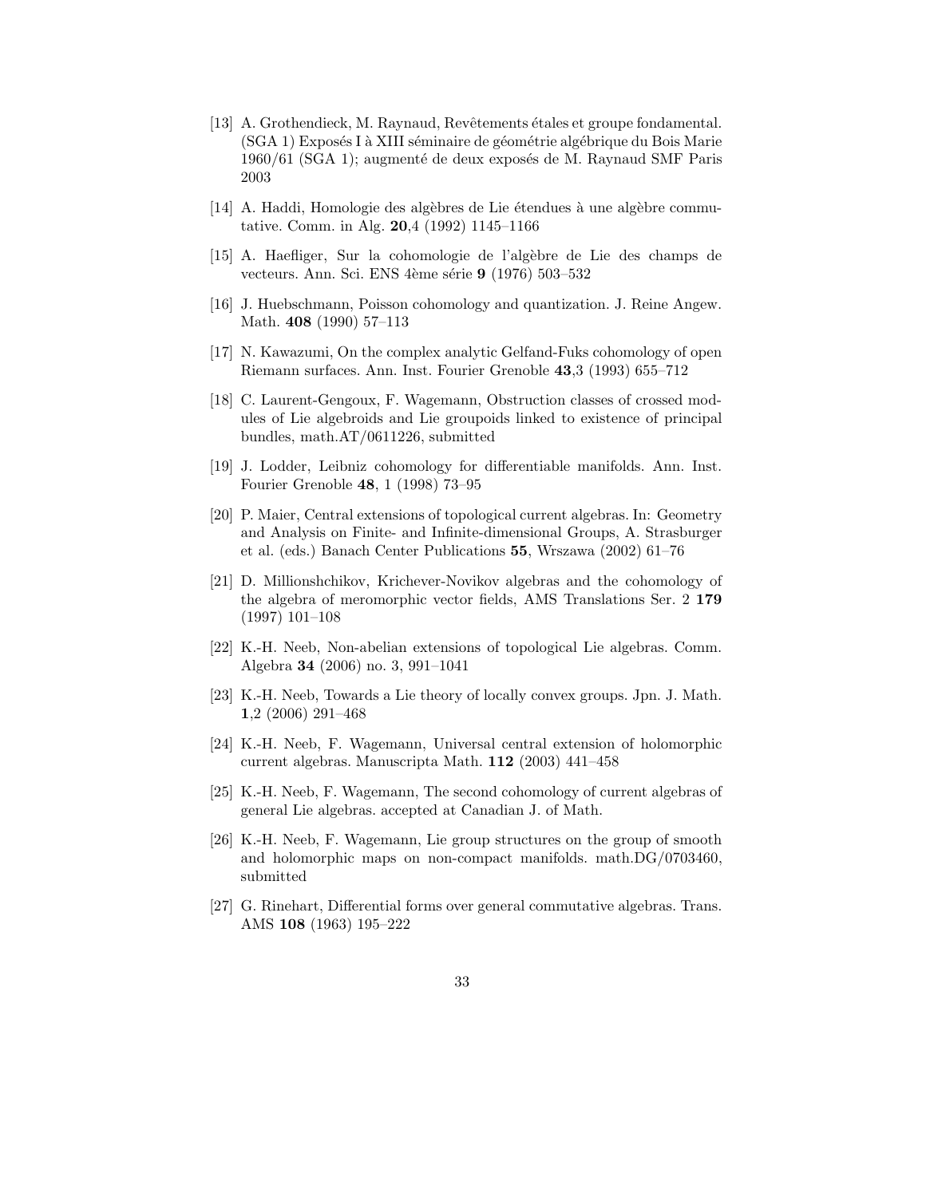[13] A. Grothendieck, M. Raynaud, Revêtements étales et groupe fondamental. (SGA 1) Exposés I à XIII séminaire de géométrie algébrique du Bois Marie 1960/61 (SGA 1); augmenté de deux exposés de M. Raynaud SMF Paris 2003

[14] A. Haddi, Homologie des algèbres de Lie étendues à une algèbre commutative. Comm. in Alg. **20**,4 (1992) 1145–1166

[15] A. Haefliger, Sur la cohomologie de l'algèbre de Lie des champs de vecteurs. Ann. Sci. ENS 4ème série **9** (1976) 503–532

[16] J. Huebschmann, Poisson cohomology and quantization. J. Reine Angew. Math. **408** (1990) 57–113

[17] N. Kawazumi, On the complex analytic Gelfand-Fuks cohomology of open Riemann surfaces. Ann. Inst. Fourier Grenoble **43**,3 (1993) 655–712

[18] C. Laurent-Gengoux, F. Wagemann, Obstruction classes of crossed modules of Lie algebroids and Lie groupoids linked to existence of principal bundles, math.AT/0611226, submitted

[19] J. Lodder, Leibniz cohomology for differentiable manifolds. Ann. Inst. Fourier Grenoble **48**, 1 (1998) 73–95

[20] P. Maier, Central extensions of topological current algebras. In: Geometry and Analysis on Finite- and Infinite-dimensional Groups, A. Strasburger et al. (eds.) Banach Center Publications **55**, Wrszawa (2002) 61–76

[21] D. Millionshchikov, Krichever-Novikov algebras and the cohomology of the algebra of meromorphic vector fields, AMS Translations Ser. 2 **179** (1997) 101–108

[22] K.-H. Neeb, Non-abelian extensions of topological Lie algebras. Comm. Algebra **34** (2006) no. 3, 991–1041

[23] K.-H. Neeb, Towards a Lie theory of locally convex groups. Jpn. J. Math. **1**,2 (2006) 291–468

[24] K.-H. Neeb, F. Wagemann, Universal central extension of holomorphic current algebras. Manuscripta Math. **112** (2003) 441–458

[25] K.-H. Neeb, F. Wagemann, The second cohomology of current algebras of general Lie algebras. accepted at Canadian J. of Math.

[26] K.-H. Neeb, F. Wagemann, Lie group structures on the group of smooth and holomorphic maps on non-compact manifolds. math.DG/0703460, submitted

[27] G. Rinehart, Differential forms over general commutative algebras. Trans. AMS **108** (1963) 195–222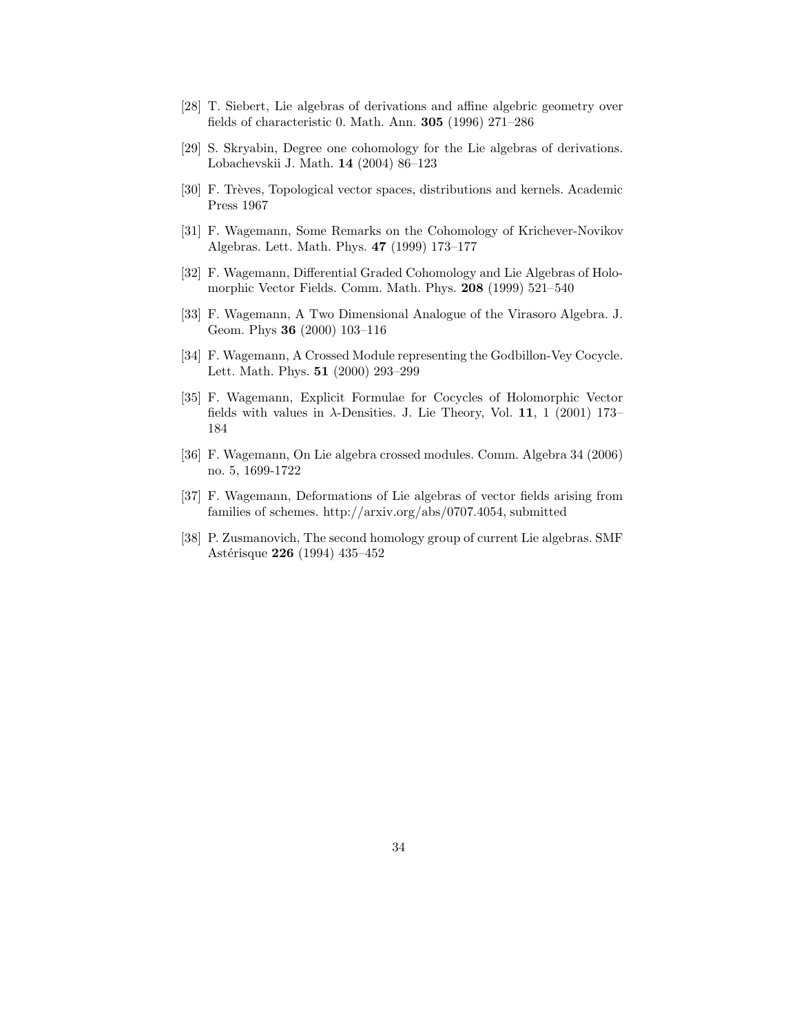[28] T. Siebert, Lie algebras of derivations and affine algebric geometry over fields of characteristic 0. Math. Ann. **305** (1996) 271–286

[29] S. Skryabin, Degree one cohomology for the Lie algebras of derivations. Lobachevskii J. Math. **14** (2004) 86–123

[30] F. Trèves, Topological vector spaces, distributions and kernels. Academic Press 1967

[31] F. Wagemann, Some Remarks on the Cohomology of Krichever-Novikov Algebras. Lett. Math. Phys. **47** (1999) 173–177

[32] F. Wagemann, Differential Graded Cohomology and Lie Algebras of Holomorphic Vector Fields. Comm. Math. Phys. **208** (1999) 521–540

[33] F. Wagemann, A Two Dimensional Analogue of the Virasoro Algebra. J. Geom. Phys **36** (2000) 103–116

[34] F. Wagemann, A Crossed Module representing the Godbillon-Vey Cocycle. Lett. Math. Phys. **51** (2000) 293–299

[35] F. Wagemann, Explicit Formulae for Cocycles of Holomorphic Vector fields with values in $\lambda$-Densities. J. Lie Theory, Vol. **11**, 1 (2001) 173–184

[36] F. Wagemann, On Lie algebra crossed modules. Comm. Algebra 34 (2006) no. 5, 1699-1722

[37] F. Wagemann, Deformations of Lie algebras of vector fields arising from families of schemes. http://arxiv.org/abs/0707.4054, submitted

[38] P. Zusmanovich, The second homology group of current Lie algebras. SMF Astérisque **226** (1994) 435–452